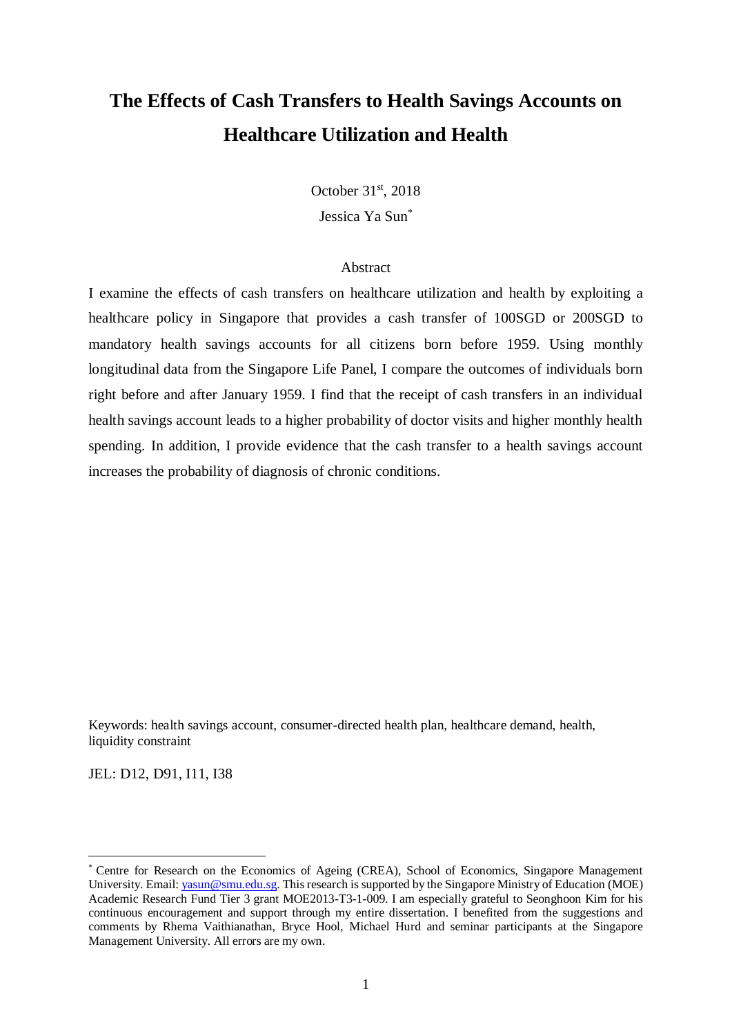# The Effects of Cash Transfers to Health Savings Accounts on Healthcare Utilization and Health

October 31st, 2018

Jessica Ya Sun[*]

## Abstract

I examine the effects of cash transfers on healthcare utilization and health by exploiting a healthcare policy in Singapore that provides a cash transfer of 100SGD or 200SGD to mandatory health savings accounts for all citizens born before 1959. Using monthly longitudinal data from the Singapore Life Panel, I compare the outcomes of individuals born right before and after January 1959. I find that the receipt of cash transfers in an individual health savings account leads to a higher probability of doctor visits and higher monthly health spending. In addition, I provide evidence that the cash transfer to a health savings account increases the probability of diagnosis of chronic conditions.

Keywords: health savings account, consumer-directed health plan, healthcare demand, health, liquidity constraint

JEL: D12, D91, I11, I38

[*] Centre for Research on the Economics of Ageing (CREA), School of Economics, Singapore Management University. Email: yasun@smu.edu.sg. This research is supported by the Singapore Ministry of Education (MOE) Academic Research Fund Tier 3 grant MOE2013-T3-1-009. I am especially grateful to Seonghoon Kim for his continuous encouragement and support through my entire dissertation. I benefited from the suggestions and comments by Rhema Vaithianathan, Bryce Hool, Michael Hurd and seminar participants at the Singapore Management University. All errors are my own.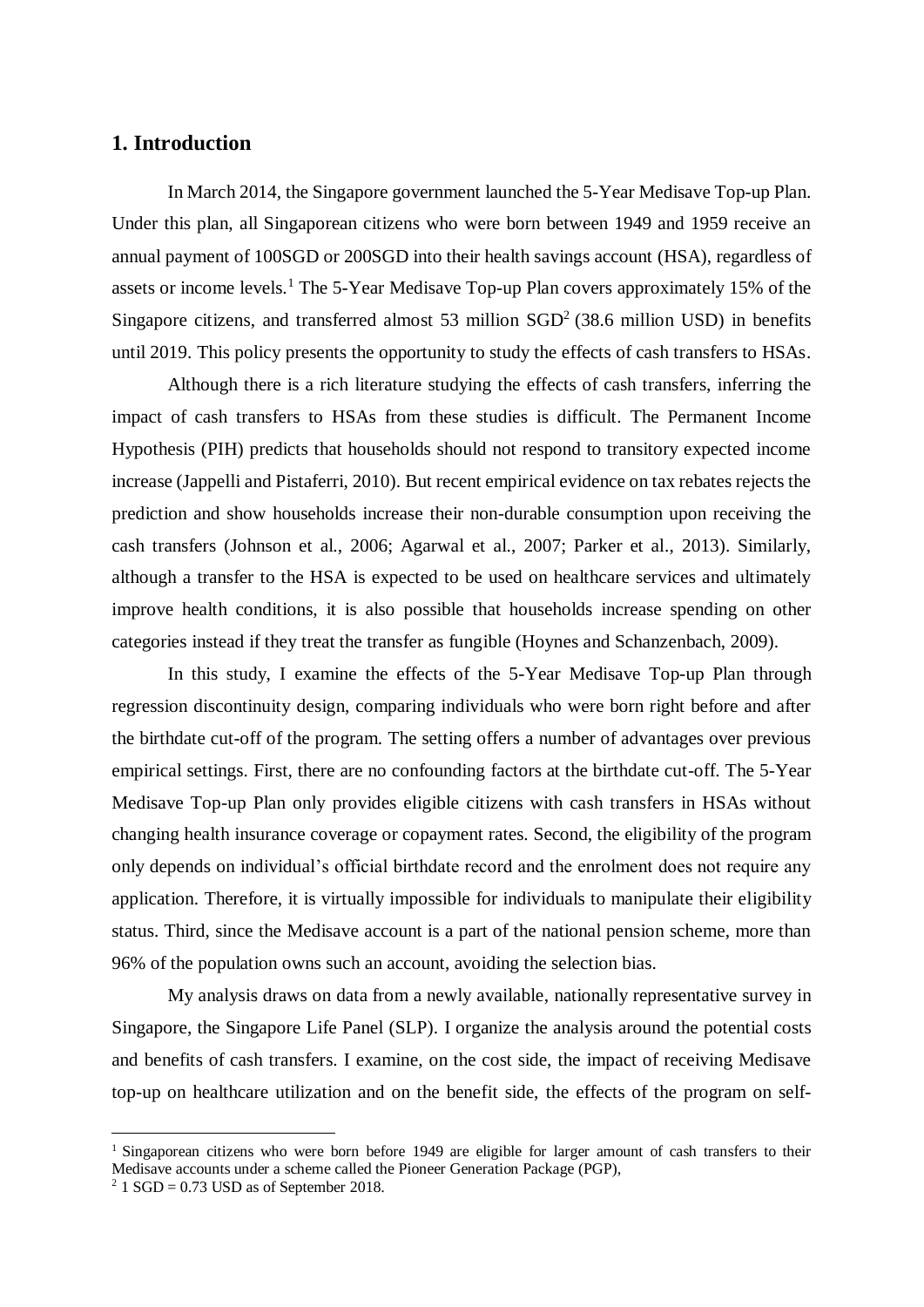## 1. Introduction

In March 2014, the Singapore government launched the 5-Year Medisave Top-up Plan. Under this plan, all Singaporean citizens who were born between 1949 and 1959 receive an annual payment of 100SGD or 200SGD into their health savings account (HSA), regardless of assets or income levels.[1] The 5-Year Medisave Top-up Plan covers approximately 15% of the Singapore citizens, and transferred almost 53 million SGD[2] (38.6 million USD) in benefits until 2019. This policy presents the opportunity to study the effects of cash transfers to HSAs.

Although there is a rich literature studying the effects of cash transfers, inferring the impact of cash transfers to HSAs from these studies is difficult. The Permanent Income Hypothesis (PIH) predicts that households should not respond to transitory expected income increase (Jappelli and Pistaferri, 2010). But recent empirical evidence on tax rebates rejects the prediction and show households increase their non-durable consumption upon receiving the cash transfers (Johnson et al., 2006; Agarwal et al., 2007; Parker et al., 2013). Similarly, although a transfer to the HSA is expected to be used on healthcare services and ultimately improve health conditions, it is also possible that households increase spending on other categories instead if they treat the transfer as fungible (Hoynes and Schanzenbach, 2009).

In this study, I examine the effects of the 5-Year Medisave Top-up Plan through regression discontinuity design, comparing individuals who were born right before and after the birthdate cut-off of the program. The setting offers a number of advantages over previous empirical settings. First, there are no confounding factors at the birthdate cut-off. The 5-Year Medisave Top-up Plan only provides eligible citizens with cash transfers in HSAs without changing health insurance coverage or copayment rates. Second, the eligibility of the program only depends on individual's official birthdate record and the enrolment does not require any application. Therefore, it is virtually impossible for individuals to manipulate their eligibility status. Third, since the Medisave account is a part of the national pension scheme, more than 96% of the population owns such an account, avoiding the selection bias.

My analysis draws on data from a newly available, nationally representative survey in Singapore, the Singapore Life Panel (SLP). I organize the analysis around the potential costs and benefits of cash transfers. I examine, on the cost side, the impact of receiving Medisave top-up on healthcare utilization and on the benefit side, the effects of the program on self-

[1] Singaporean citizens who were born before 1949 are eligible for larger amount of cash transfers to their Medisave accounts under a scheme called the Pioneer Generation Package (PGP),

[2] 1 SGD = 0.73 USD as of September 2018.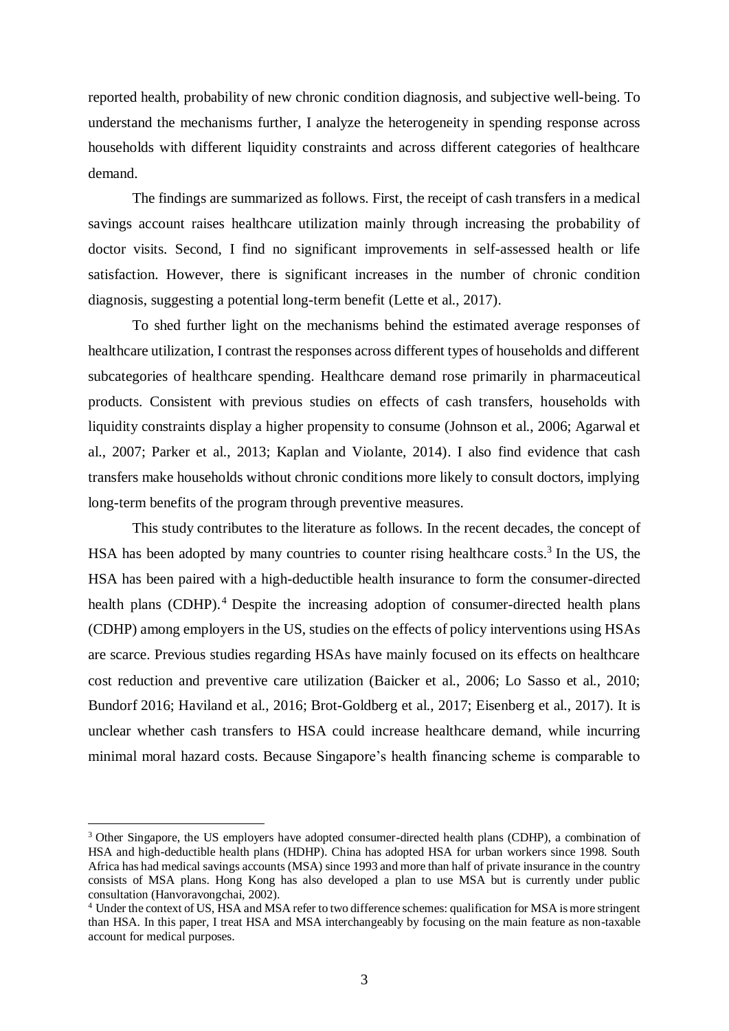reported health, probability of new chronic condition diagnosis, and subjective well-being. To understand the mechanisms further, I analyze the heterogeneity in spending response across households with different liquidity constraints and across different categories of healthcare demand.

The findings are summarized as follows. First, the receipt of cash transfers in a medical savings account raises healthcare utilization mainly through increasing the probability of doctor visits. Second, I find no significant improvements in self-assessed health or life satisfaction. However, there is significant increases in the number of chronic condition diagnosis, suggesting a potential long-term benefit (Lette et al., 2017).

To shed further light on the mechanisms behind the estimated average responses of healthcare utilization, I contrast the responses across different types of households and different subcategories of healthcare spending. Healthcare demand rose primarily in pharmaceutical products. Consistent with previous studies on effects of cash transfers, households with liquidity constraints display a higher propensity to consume (Johnson et al., 2006; Agarwal et al., 2007; Parker et al., 2013; Kaplan and Violante, 2014). I also find evidence that cash transfers make households without chronic conditions more likely to consult doctors, implying long-term benefits of the program through preventive measures.

This study contributes to the literature as follows. In the recent decades, the concept of HSA has been adopted by many countries to counter rising healthcare costs.[3] In the US, the HSA has been paired with a high-deductible health insurance to form the consumer-directed health plans (CDHP).[4] Despite the increasing adoption of consumer-directed health plans (CDHP) among employers in the US, studies on the effects of policy interventions using HSAs are scarce. Previous studies regarding HSAs have mainly focused on its effects on healthcare cost reduction and preventive care utilization (Baicker et al., 2006; Lo Sasso et al., 2010; Bundorf 2016; Haviland et al., 2016; Brot-Goldberg et al., 2017; Eisenberg et al., 2017). It is unclear whether cash transfers to HSA could increase healthcare demand, while incurring minimal moral hazard costs. Because Singapore's health financing scheme is comparable to

[3] Other Singapore, the US employers have adopted consumer-directed health plans (CDHP), a combination of HSA and high-deductible health plans (HDHP). China has adopted HSA for urban workers since 1998. South Africa has had medical savings accounts (MSA) since 1993 and more than half of private insurance in the country consists of MSA plans. Hong Kong has also developed a plan to use MSA but is currently under public consultation (Hanvoravongchai, 2002).

[4] Under the context of US, HSA and MSA refer to two difference schemes: qualification for MSA is more stringent than HSA. In this paper, I treat HSA and MSA interchangeably by focusing on the main feature as non-taxable account for medical purposes.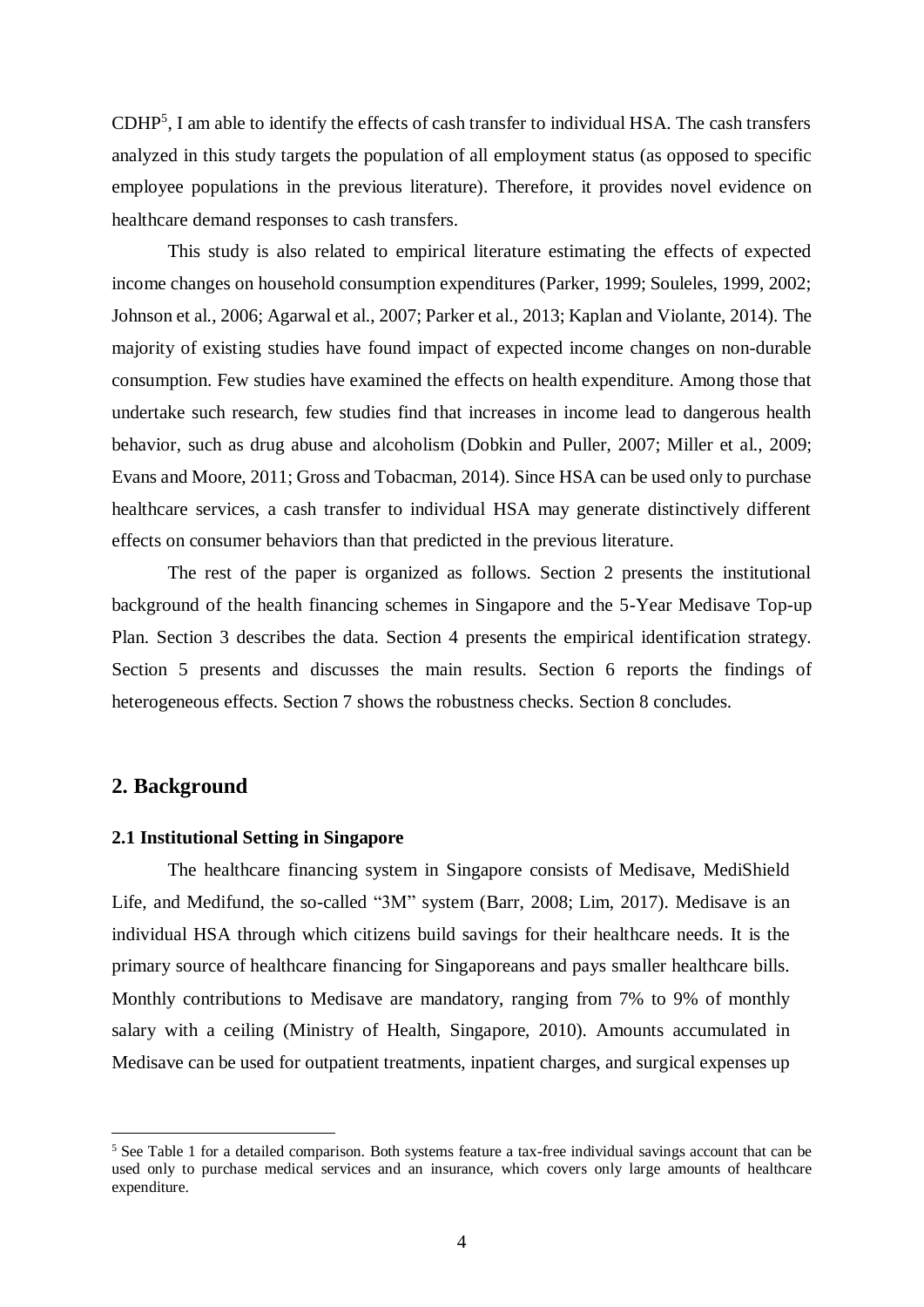CDHP[5], I am able to identify the effects of cash transfer to individual HSA. The cash transfers analyzed in this study targets the population of all employment status (as opposed to specific employee populations in the previous literature). Therefore, it provides novel evidence on healthcare demand responses to cash transfers.

This study is also related to empirical literature estimating the effects of expected income changes on household consumption expenditures (Parker, 1999; Souleles, 1999, 2002; Johnson et al., 2006; Agarwal et al., 2007; Parker et al., 2013; Kaplan and Violante, 2014). The majority of existing studies have found impact of expected income changes on non-durable consumption. Few studies have examined the effects on health expenditure. Among those that undertake such research, few studies find that increases in income lead to dangerous health behavior, such as drug abuse and alcoholism (Dobkin and Puller, 2007; Miller et al., 2009; Evans and Moore, 2011; Gross and Tobacman, 2014). Since HSA can be used only to purchase healthcare services, a cash transfer to individual HSA may generate distinctively different effects on consumer behaviors than that predicted in the previous literature.

The rest of the paper is organized as follows. Section 2 presents the institutional background of the health financing schemes in Singapore and the 5-Year Medisave Top-up Plan. Section 3 describes the data. Section 4 presents the empirical identification strategy. Section 5 presents and discusses the main results. Section 6 reports the findings of heterogeneous effects. Section 7 shows the robustness checks. Section 8 concludes.

## 2. Background

### 2.1 Institutional Setting in Singapore

The healthcare financing system in Singapore consists of Medisave, MediShield Life, and Medifund, the so-called "3M" system (Barr, 2008; Lim, 2017). Medisave is an individual HSA through which citizens build savings for their healthcare needs. It is the primary source of healthcare financing for Singaporeans and pays smaller healthcare bills. Monthly contributions to Medisave are mandatory, ranging from 7% to 9% of monthly salary with a ceiling (Ministry of Health, Singapore, 2010). Amounts accumulated in Medisave can be used for outpatient treatments, inpatient charges, and surgical expenses up

---

[5] See Table 1 for a detailed comparison. Both systems feature a tax-free individual savings account that can be used only to purchase medical services and an insurance, which covers only large amounts of healthcare expenditure.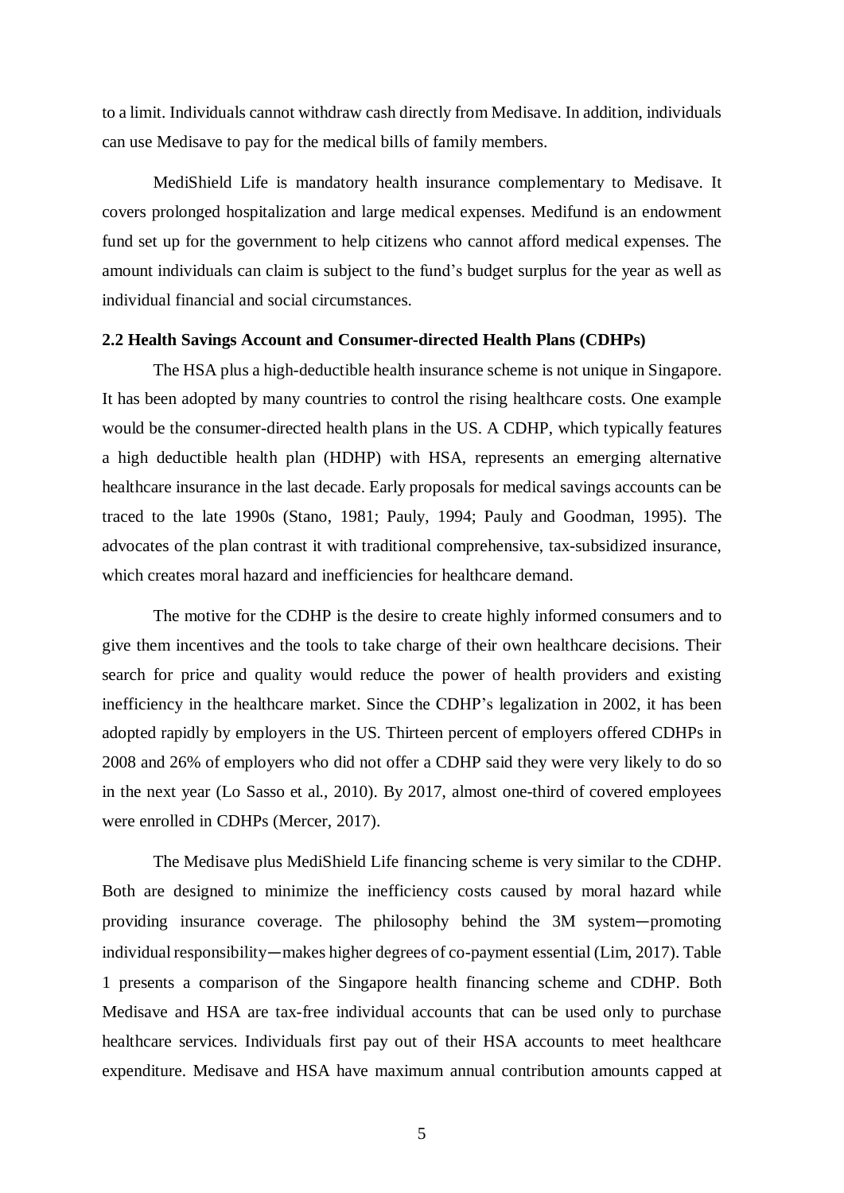to a limit. Individuals cannot withdraw cash directly from Medisave. In addition, individuals can use Medisave to pay for the medical bills of family members.

MediShield Life is mandatory health insurance complementary to Medisave. It covers prolonged hospitalization and large medical expenses. Medifund is an endowment fund set up for the government to help citizens who cannot afford medical expenses. The amount individuals can claim is subject to the fund's budget surplus for the year as well as individual financial and social circumstances.

### 2.2 Health Savings Account and Consumer-directed Health Plans (CDHPs)

The HSA plus a high-deductible health insurance scheme is not unique in Singapore. It has been adopted by many countries to control the rising healthcare costs. One example would be the consumer-directed health plans in the US. A CDHP, which typically features a high deductible health plan (HDHP) with HSA, represents an emerging alternative healthcare insurance in the last decade. Early proposals for medical savings accounts can be traced to the late 1990s (Stano, 1981; Pauly, 1994; Pauly and Goodman, 1995). The advocates of the plan contrast it with traditional comprehensive, tax-subsidized insurance, which creates moral hazard and inefficiencies for healthcare demand.

The motive for the CDHP is the desire to create highly informed consumers and to give them incentives and the tools to take charge of their own healthcare decisions. Their search for price and quality would reduce the power of health providers and existing inefficiency in the healthcare market. Since the CDHP's legalization in 2002, it has been adopted rapidly by employers in the US. Thirteen percent of employers offered CDHPs in 2008 and 26% of employers who did not offer a CDHP said they were very likely to do so in the next year (Lo Sasso et al., 2010). By 2017, almost one-third of covered employees were enrolled in CDHPs (Mercer, 2017).

The Medisave plus MediShield Life financing scheme is very similar to the CDHP. Both are designed to minimize the inefficiency costs caused by moral hazard while providing insurance coverage. The philosophy behind the 3M system—promoting individual responsibility—makes higher degrees of co-payment essential (Lim, 2017). Table 1 presents a comparison of the Singapore health financing scheme and CDHP. Both Medisave and HSA are tax-free individual accounts that can be used only to purchase healthcare services. Individuals first pay out of their HSA accounts to meet healthcare expenditure. Medisave and HSA have maximum annual contribution amounts capped at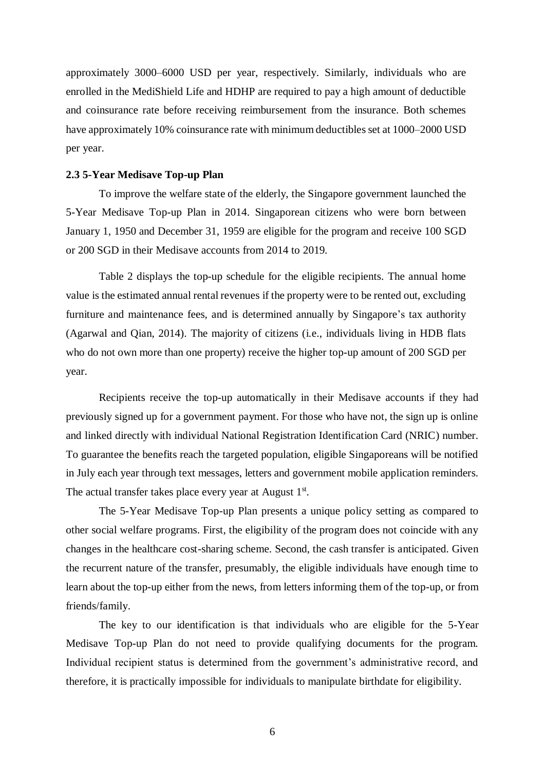approximately 3000–6000 USD per year, respectively. Similarly, individuals who are enrolled in the MediShield Life and HDHP are required to pay a high amount of deductible and coinsurance rate before receiving reimbursement from the insurance. Both schemes have approximately 10% coinsurance rate with minimum deductibles set at 1000–2000 USD per year.

### 2.3 5-Year Medisave Top-up Plan

To improve the welfare state of the elderly, the Singapore government launched the 5-Year Medisave Top-up Plan in 2014. Singaporean citizens who were born between January 1, 1950 and December 31, 1959 are eligible for the program and receive 100 SGD or 200 SGD in their Medisave accounts from 2014 to 2019.

Table 2 displays the top-up schedule for the eligible recipients. The annual home value is the estimated annual rental revenues if the property were to be rented out, excluding furniture and maintenance fees, and is determined annually by Singapore's tax authority (Agarwal and Qian, 2014). The majority of citizens (i.e., individuals living in HDB flats who do not own more than one property) receive the higher top-up amount of 200 SGD per year.

Recipients receive the top-up automatically in their Medisave accounts if they had previously signed up for a government payment. For those who have not, the sign up is online and linked directly with individual National Registration Identification Card (NRIC) number. To guarantee the benefits reach the targeted population, eligible Singaporeans will be notified in July each year through text messages, letters and government mobile application reminders. The actual transfer takes place every year at August 1st.

The 5-Year Medisave Top-up Plan presents a unique policy setting as compared to other social welfare programs. First, the eligibility of the program does not coincide with any changes in the healthcare cost-sharing scheme. Second, the cash transfer is anticipated. Given the recurrent nature of the transfer, presumably, the eligible individuals have enough time to learn about the top-up either from the news, from letters informing them of the top-up, or from friends/family.

The key to our identification is that individuals who are eligible for the 5-Year Medisave Top-up Plan do not need to provide qualifying documents for the program. Individual recipient status is determined from the government's administrative record, and therefore, it is practically impossible for individuals to manipulate birthdate for eligibility.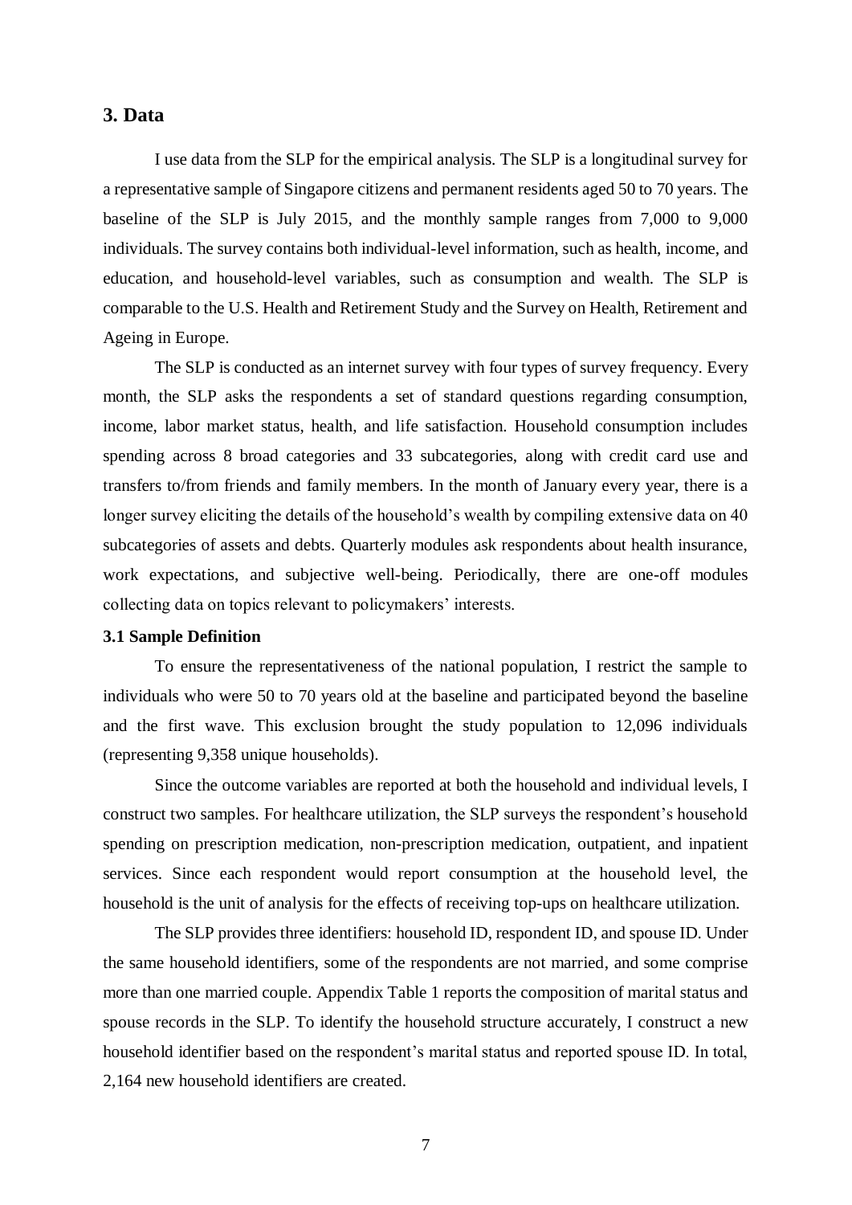## 3. Data

I use data from the SLP for the empirical analysis. The SLP is a longitudinal survey for a representative sample of Singapore citizens and permanent residents aged 50 to 70 years. The baseline of the SLP is July 2015, and the monthly sample ranges from 7,000 to 9,000 individuals. The survey contains both individual-level information, such as health, income, and education, and household-level variables, such as consumption and wealth. The SLP is comparable to the U.S. Health and Retirement Study and the Survey on Health, Retirement and Ageing in Europe.

The SLP is conducted as an internet survey with four types of survey frequency. Every month, the SLP asks the respondents a set of standard questions regarding consumption, income, labor market status, health, and life satisfaction. Household consumption includes spending across 8 broad categories and 33 subcategories, along with credit card use and transfers to/from friends and family members. In the month of January every year, there is a longer survey eliciting the details of the household's wealth by compiling extensive data on 40 subcategories of assets and debts. Quarterly modules ask respondents about health insurance, work expectations, and subjective well-being. Periodically, there are one-off modules collecting data on topics relevant to policymakers' interests.

### 3.1 Sample Definition

To ensure the representativeness of the national population, I restrict the sample to individuals who were 50 to 70 years old at the baseline and participated beyond the baseline and the first wave. This exclusion brought the study population to 12,096 individuals (representing 9,358 unique households).

Since the outcome variables are reported at both the household and individual levels, I construct two samples. For healthcare utilization, the SLP surveys the respondent's household spending on prescription medication, non-prescription medication, outpatient, and inpatient services. Since each respondent would report consumption at the household level, the household is the unit of analysis for the effects of receiving top-ups on healthcare utilization.

The SLP provides three identifiers: household ID, respondent ID, and spouse ID. Under the same household identifiers, some of the respondents are not married, and some comprise more than one married couple. Appendix Table 1 reports the composition of marital status and spouse records in the SLP. To identify the household structure accurately, I construct a new household identifier based on the respondent's marital status and reported spouse ID. In total, 2,164 new household identifiers are created.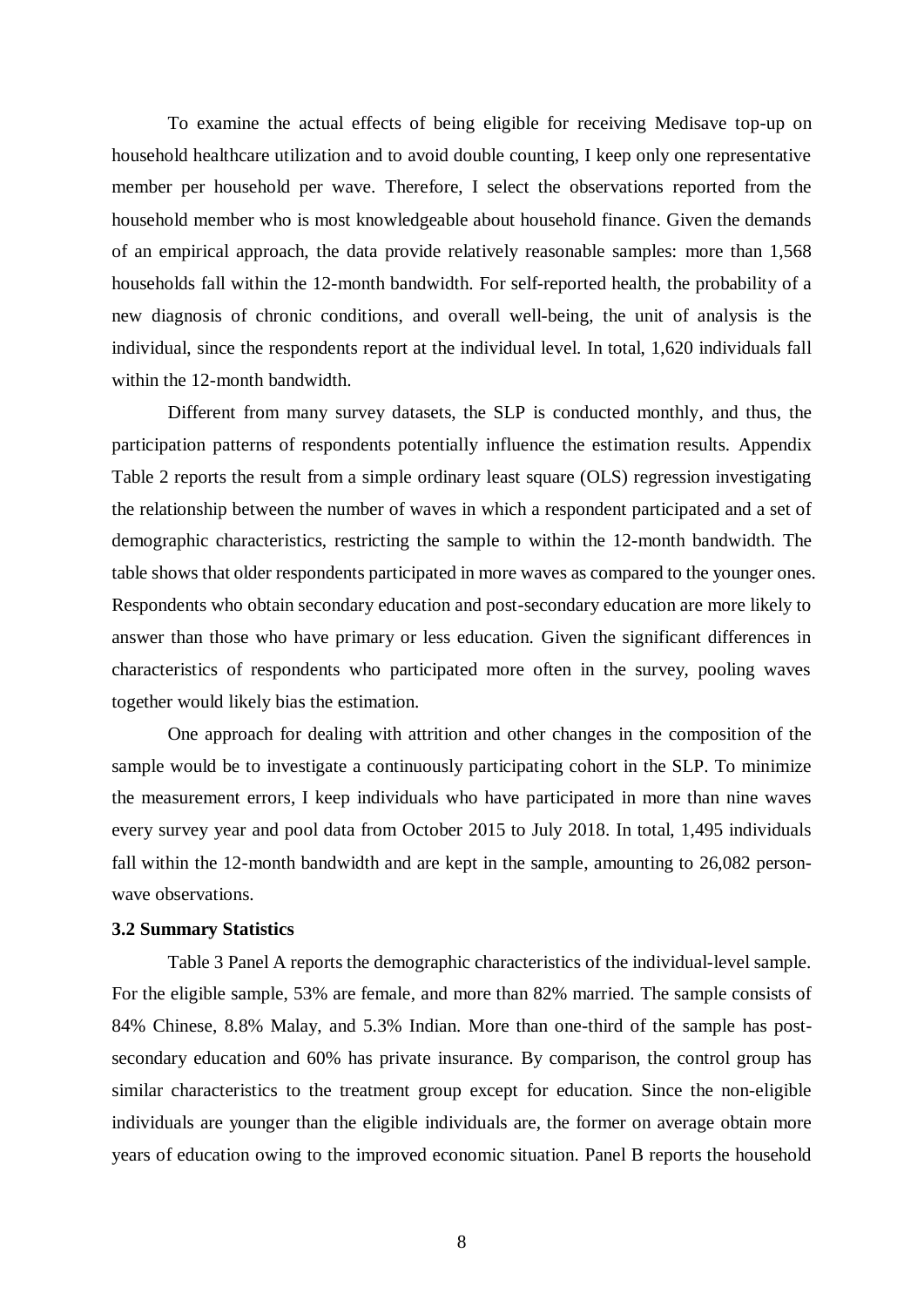To examine the actual effects of being eligible for receiving Medisave top-up on household healthcare utilization and to avoid double counting, I keep only one representative member per household per wave. Therefore, I select the observations reported from the household member who is most knowledgeable about household finance. Given the demands of an empirical approach, the data provide relatively reasonable samples: more than 1,568 households fall within the 12-month bandwidth. For self-reported health, the probability of a new diagnosis of chronic conditions, and overall well-being, the unit of analysis is the individual, since the respondents report at the individual level. In total, 1,620 individuals fall within the 12-month bandwidth.

Different from many survey datasets, the SLP is conducted monthly, and thus, the participation patterns of respondents potentially influence the estimation results. Appendix Table 2 reports the result from a simple ordinary least square (OLS) regression investigating the relationship between the number of waves in which a respondent participated and a set of demographic characteristics, restricting the sample to within the 12-month bandwidth. The table shows that older respondents participated in more waves as compared to the younger ones. Respondents who obtain secondary education and post-secondary education are more likely to answer than those who have primary or less education. Given the significant differences in characteristics of respondents who participated more often in the survey, pooling waves together would likely bias the estimation.

One approach for dealing with attrition and other changes in the composition of the sample would be to investigate a continuously participating cohort in the SLP. To minimize the measurement errors, I keep individuals who have participated in more than nine waves every survey year and pool data from October 2015 to July 2018. In total, 1,495 individuals fall within the 12-month bandwidth and are kept in the sample, amounting to 26,082 person-wave observations.

### 3.2 Summary Statistics

Table 3 Panel A reports the demographic characteristics of the individual-level sample. For the eligible sample, 53% are female, and more than 82% married. The sample consists of 84% Chinese, 8.8% Malay, and 5.3% Indian. More than one-third of the sample has post-secondary education and 60% has private insurance. By comparison, the control group has similar characteristics to the treatment group except for education. Since the non-eligible individuals are younger than the eligible individuals are, the former on average obtain more years of education owing to the improved economic situation. Panel B reports the household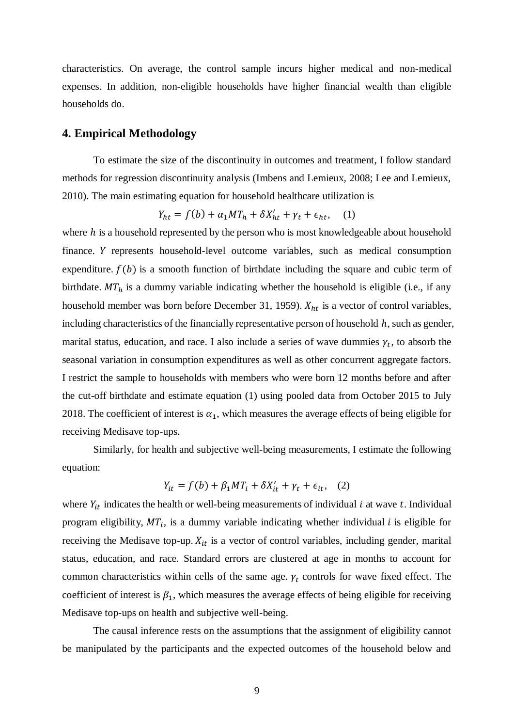characteristics. On average, the control sample incurs higher medical and non-medical expenses. In addition, non-eligible households have higher financial wealth than eligible households do.

## 4. Empirical Methodology

To estimate the size of the discontinuity in outcomes and treatment, I follow standard methods for regression discontinuity analysis (Imbens and Lemieux, 2008; Lee and Lemieux, 2010). The main estimating equation for household healthcare utilization is

$$Y_{ht} = f(b) + \alpha_1 MT_h + \delta X'_{ht} + \gamma_t + \epsilon_{ht}, \quad (1)$$

where $h$ is a household represented by the person who is most knowledgeable about household finance. $Y$ represents household-level outcome variables, such as medical consumption expenditure. $f(b)$ is a smooth function of birthdate including the square and cubic term of birthdate. $MT_h$ is a dummy variable indicating whether the household is eligible (i.e., if any household member was born before December 31, 1959). $X_{ht}$ is a vector of control variables, including characteristics of the financially representative person of household $h$, such as gender, marital status, education, and race. I also include a series of wave dummies $\gamma_t$, to absorb the seasonal variation in consumption expenditures as well as other concurrent aggregate factors. I restrict the sample to households with members who were born 12 months before and after the cut-off birthdate and estimate equation (1) using pooled data from October 2015 to July 2018. The coefficient of interest is $\alpha_1$, which measures the average effects of being eligible for receiving Medisave top-ups.

Similarly, for health and subjective well-being measurements, I estimate the following equation:

$$Y_{it} = f(b) + \beta_1 MT_i + \delta X'_{it} + \gamma_t + \epsilon_{it}, \quad (2)$$

where $Y_{it}$ indicates the health or well-being measurements of individual $i$ at wave $t$. Individual program eligibility, $MT_i$, is a dummy variable indicating whether individual $i$ is eligible for receiving the Medisave top-up. $X_{it}$ is a vector of control variables, including gender, marital status, education, and race. Standard errors are clustered at age in months to account for common characteristics within cells of the same age. $\gamma_t$ controls for wave fixed effect. The coefficient of interest is $\beta_1$, which measures the average effects of being eligible for receiving Medisave top-ups on health and subjective well-being.

The causal inference rests on the assumptions that the assignment of eligibility cannot be manipulated by the participants and the expected outcomes of the household below and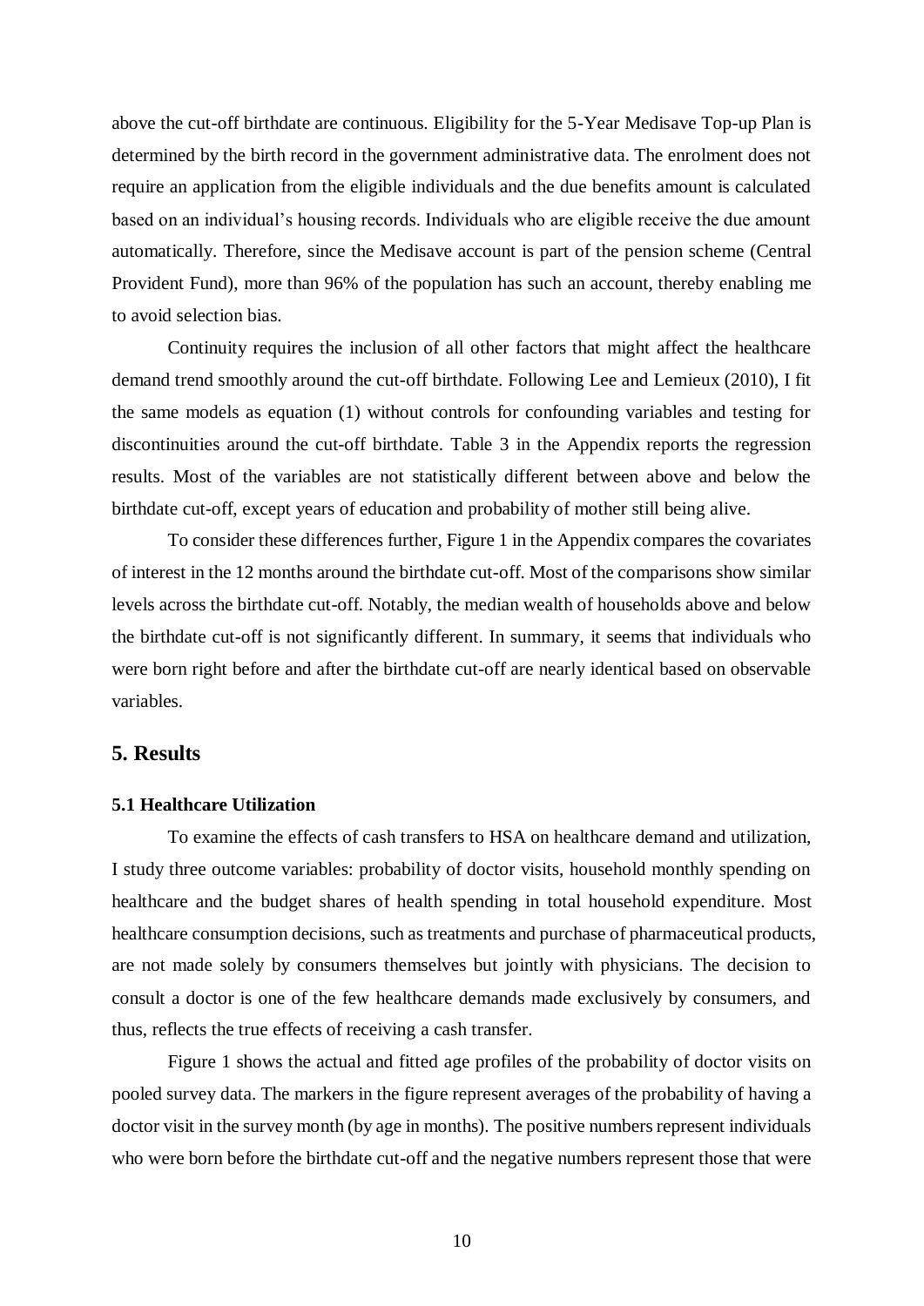above the cut-off birthdate are continuous. Eligibility for the 5-Year Medisave Top-up Plan is determined by the birth record in the government administrative data. The enrolment does not require an application from the eligible individuals and the due benefits amount is calculated based on an individual's housing records. Individuals who are eligible receive the due amount automatically. Therefore, since the Medisave account is part of the pension scheme (Central Provident Fund), more than 96% of the population has such an account, thereby enabling me to avoid selection bias.

Continuity requires the inclusion of all other factors that might affect the healthcare demand trend smoothly around the cut-off birthdate. Following Lee and Lemieux (2010), I fit the same models as equation (1) without controls for confounding variables and testing for discontinuities around the cut-off birthdate. Table 3 in the Appendix reports the regression results. Most of the variables are not statistically different between above and below the birthdate cut-off, except years of education and probability of mother still being alive.

To consider these differences further, Figure 1 in the Appendix compares the covariates of interest in the 12 months around the birthdate cut-off. Most of the comparisons show similar levels across the birthdate cut-off. Notably, the median wealth of households above and below the birthdate cut-off is not significantly different. In summary, it seems that individuals who were born right before and after the birthdate cut-off are nearly identical based on observable variables.

## 5. Results

### 5.1 Healthcare Utilization

To examine the effects of cash transfers to HSA on healthcare demand and utilization, I study three outcome variables: probability of doctor visits, household monthly spending on healthcare and the budget shares of health spending in total household expenditure. Most healthcare consumption decisions, such as treatments and purchase of pharmaceutical products, are not made solely by consumers themselves but jointly with physicians. The decision to consult a doctor is one of the few healthcare demands made exclusively by consumers, and thus, reflects the true effects of receiving a cash transfer.

Figure 1 shows the actual and fitted age profiles of the probability of doctor visits on pooled survey data. The markers in the figure represent averages of the probability of having a doctor visit in the survey month (by age in months). The positive numbers represent individuals who were born before the birthdate cut-off and the negative numbers represent those that were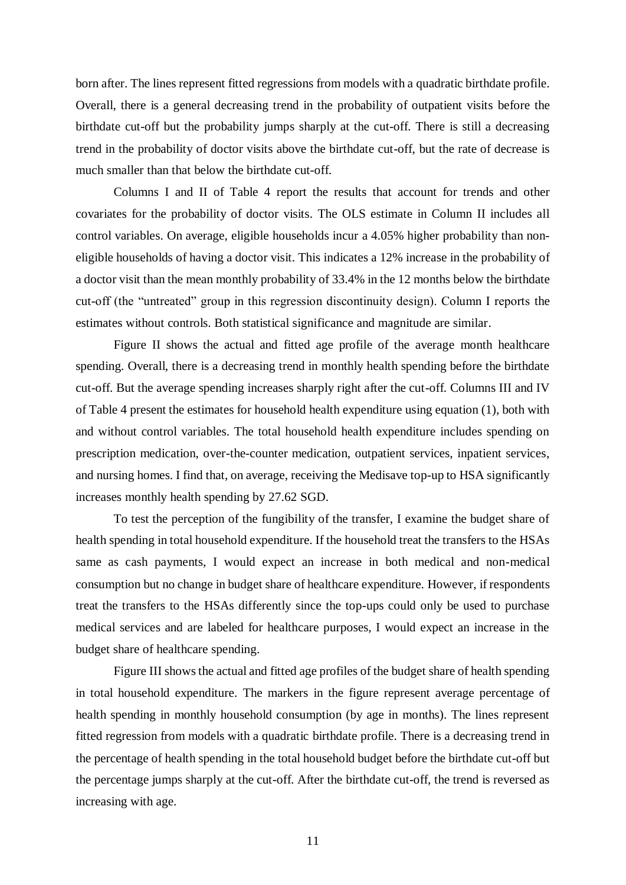born after. The lines represent fitted regressions from models with a quadratic birthdate profile. Overall, there is a general decreasing trend in the probability of outpatient visits before the birthdate cut-off but the probability jumps sharply at the cut-off. There is still a decreasing trend in the probability of doctor visits above the birthdate cut-off, but the rate of decrease is much smaller than that below the birthdate cut-off.

Columns I and II of Table 4 report the results that account for trends and other covariates for the probability of doctor visits. The OLS estimate in Column II includes all control variables. On average, eligible households incur a 4.05% higher probability than non-eligible households of having a doctor visit. This indicates a 12% increase in the probability of a doctor visit than the mean monthly probability of 33.4% in the 12 months below the birthdate cut-off (the "untreated" group in this regression discontinuity design). Column I reports the estimates without controls. Both statistical significance and magnitude are similar.

Figure II shows the actual and fitted age profile of the average month healthcare spending. Overall, there is a decreasing trend in monthly health spending before the birthdate cut-off. But the average spending increases sharply right after the cut-off. Columns III and IV of Table 4 present the estimates for household health expenditure using equation (1), both with and without control variables. The total household health expenditure includes spending on prescription medication, over-the-counter medication, outpatient services, inpatient services, and nursing homes. I find that, on average, receiving the Medisave top-up to HSA significantly increases monthly health spending by 27.62 SGD.

To test the perception of the fungibility of the transfer, I examine the budget share of health spending in total household expenditure. If the household treat the transfers to the HSAs same as cash payments, I would expect an increase in both medical and non-medical consumption but no change in budget share of healthcare expenditure. However, if respondents treat the transfers to the HSAs differently since the top-ups could only be used to purchase medical services and are labeled for healthcare purposes, I would expect an increase in the budget share of healthcare spending.

Figure III shows the actual and fitted age profiles of the budget share of health spending in total household expenditure. The markers in the figure represent average percentage of health spending in monthly household consumption (by age in months). The lines represent fitted regression from models with a quadratic birthdate profile. There is a decreasing trend in the percentage of health spending in the total household budget before the birthdate cut-off but the percentage jumps sharply at the cut-off. After the birthdate cut-off, the trend is reversed as increasing with age.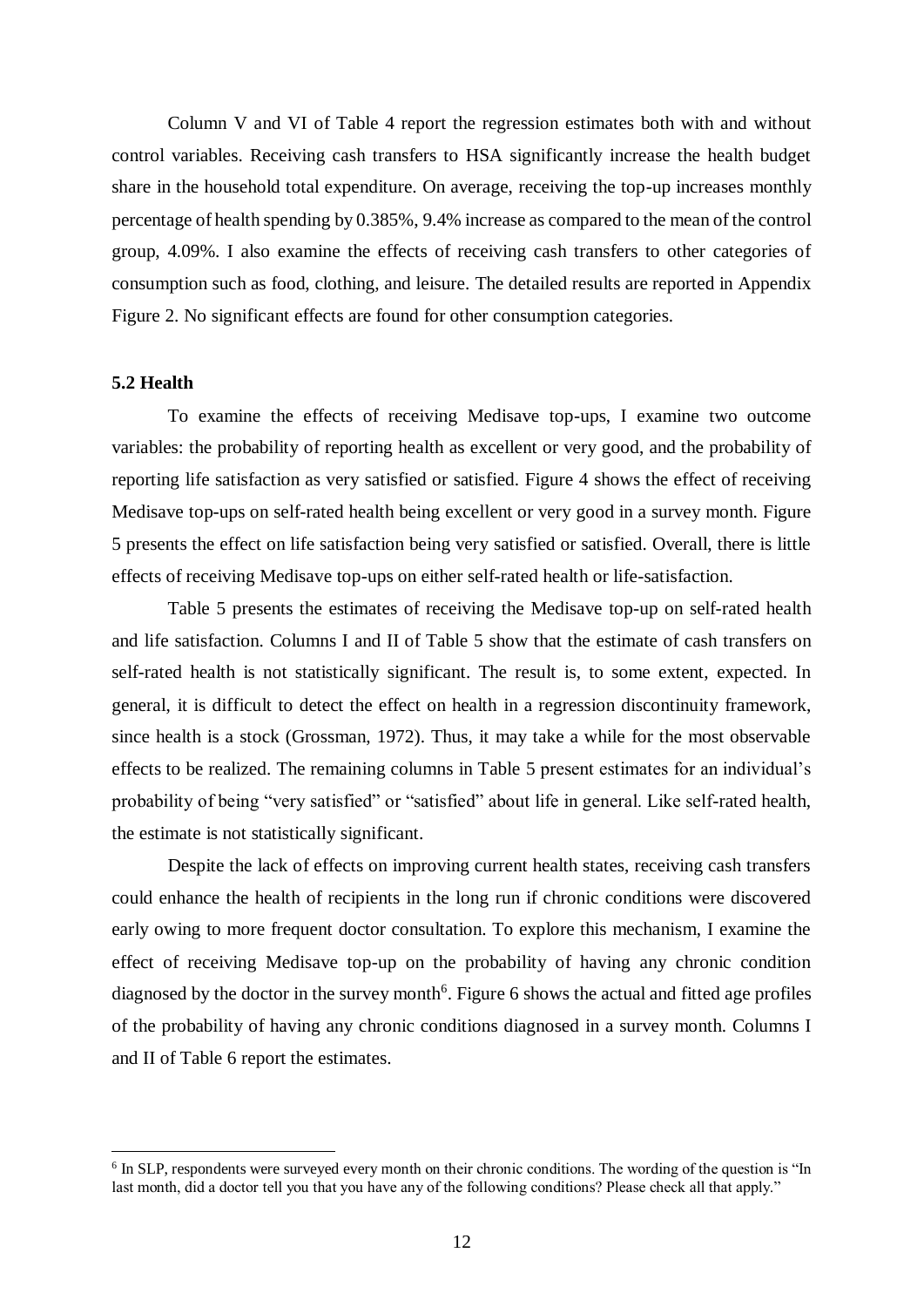Column V and VI of Table 4 report the regression estimates both with and without control variables. Receiving cash transfers to HSA significantly increase the health budget share in the household total expenditure. On average, receiving the top-up increases monthly percentage of health spending by 0.385%, 9.4% increase as compared to the mean of the control group, 4.09%. I also examine the effects of receiving cash transfers to other categories of consumption such as food, clothing, and leisure. The detailed results are reported in Appendix Figure 2. No significant effects are found for other consumption categories.

### 5.2 Health

To examine the effects of receiving Medisave top-ups, I examine two outcome variables: the probability of reporting health as excellent or very good, and the probability of reporting life satisfaction as very satisfied or satisfied. Figure 4 shows the effect of receiving Medisave top-ups on self-rated health being excellent or very good in a survey month. Figure 5 presents the effect on life satisfaction being very satisfied or satisfied. Overall, there is little effects of receiving Medisave top-ups on either self-rated health or life-satisfaction.

Table 5 presents the estimates of receiving the Medisave top-up on self-rated health and life satisfaction. Columns I and II of Table 5 show that the estimate of cash transfers on self-rated health is not statistically significant. The result is, to some extent, expected. In general, it is difficult to detect the effect on health in a regression discontinuity framework, since health is a stock (Grossman, 1972). Thus, it may take a while for the most observable effects to be realized. The remaining columns in Table 5 present estimates for an individual's probability of being "very satisfied" or "satisfied" about life in general. Like self-rated health, the estimate is not statistically significant.

Despite the lack of effects on improving current health states, receiving cash transfers could enhance the health of recipients in the long run if chronic conditions were discovered early owing to more frequent doctor consultation. To explore this mechanism, I examine the effect of receiving Medisave top-up on the probability of having any chronic condition diagnosed by the doctor in the survey month[6]. Figure 6 shows the actual and fitted age profiles of the probability of having any chronic conditions diagnosed in a survey month. Columns I and II of Table 6 report the estimates.

[6] In SLP, respondents were surveyed every month on their chronic conditions. The wording of the question is "In last month, did a doctor tell you that you have any of the following conditions? Please check all that apply."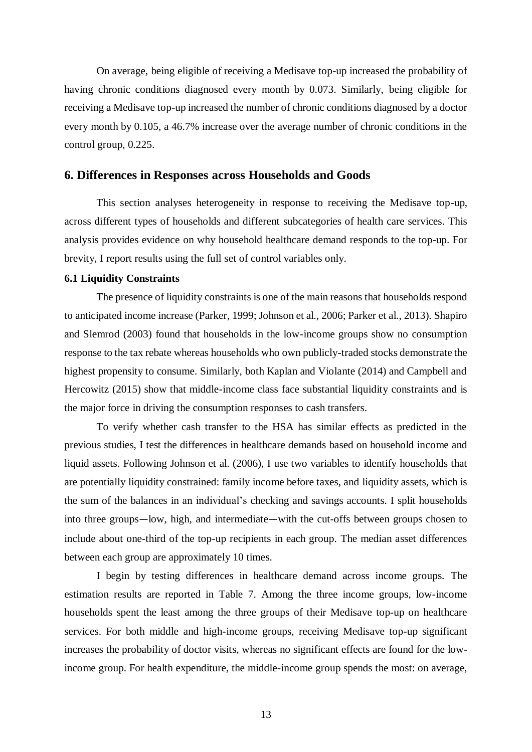On average, being eligible of receiving a Medisave top-up increased the probability of having chronic conditions diagnosed every month by 0.073. Similarly, being eligible for receiving a Medisave top-up increased the number of chronic conditions diagnosed by a doctor every month by 0.105, a 46.7% increase over the average number of chronic conditions in the control group, 0.225.

## 6. Differences in Responses across Households and Goods

This section analyses heterogeneity in response to receiving the Medisave top-up, across different types of households and different subcategories of health care services. This analysis provides evidence on why household healthcare demand responds to the top-up. For brevity, I report results using the full set of control variables only.

### 6.1 Liquidity Constraints

The presence of liquidity constraints is one of the main reasons that households respond to anticipated income increase (Parker, 1999; Johnson et al., 2006; Parker et al., 2013). Shapiro and Slemrod (2003) found that households in the low-income groups show no consumption response to the tax rebate whereas households who own publicly-traded stocks demonstrate the highest propensity to consume. Similarly, both Kaplan and Violante (2014) and Campbell and Hercowitz (2015) show that middle-income class face substantial liquidity constraints and is the major force in driving the consumption responses to cash transfers.

To verify whether cash transfer to the HSA has similar effects as predicted in the previous studies, I test the differences in healthcare demands based on household income and liquid assets. Following Johnson et al. (2006), I use two variables to identify households that are potentially liquidity constrained: family income before taxes, and liquidity assets, which is the sum of the balances in an individual's checking and savings accounts. I split households into three groups—low, high, and intermediate—with the cut-offs between groups chosen to include about one-third of the top-up recipients in each group. The median asset differences between each group are approximately 10 times.

I begin by testing differences in healthcare demand across income groups. The estimation results are reported in Table 7. Among the three income groups, low-income households spent the least among the three groups of their Medisave top-up on healthcare services. For both middle and high-income groups, receiving Medisave top-up significant increases the probability of doctor visits, whereas no significant effects are found for the low-income group. For health expenditure, the middle-income group spends the most: on average,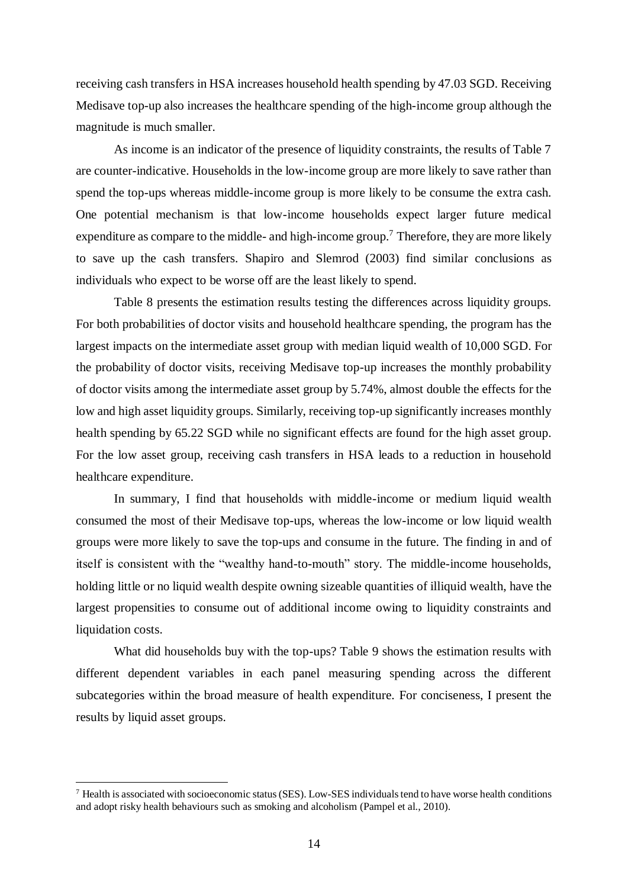receiving cash transfers in HSA increases household health spending by 47.03 SGD. Receiving Medisave top-up also increases the healthcare spending of the high-income group although the magnitude is much smaller.

As income is an indicator of the presence of liquidity constraints, the results of Table 7 are counter-indicative. Households in the low-income group are more likely to save rather than spend the top-ups whereas middle-income group is more likely to be consume the extra cash. One potential mechanism is that low-income households expect larger future medical expenditure as compare to the middle- and high-income group.[7] Therefore, they are more likely to save up the cash transfers. Shapiro and Slemrod (2003) find similar conclusions as individuals who expect to be worse off are the least likely to spend.

Table 8 presents the estimation results testing the differences across liquidity groups. For both probabilities of doctor visits and household healthcare spending, the program has the largest impacts on the intermediate asset group with median liquid wealth of 10,000 SGD. For the probability of doctor visits, receiving Medisave top-up increases the monthly probability of doctor visits among the intermediate asset group by 5.74%, almost double the effects for the low and high asset liquidity groups. Similarly, receiving top-up significantly increases monthly health spending by 65.22 SGD while no significant effects are found for the high asset group. For the low asset group, receiving cash transfers in HSA leads to a reduction in household healthcare expenditure.

In summary, I find that households with middle-income or medium liquid wealth consumed the most of their Medisave top-ups, whereas the low-income or low liquid wealth groups were more likely to save the top-ups and consume in the future. The finding in and of itself is consistent with the "wealthy hand-to-mouth" story. The middle-income households, holding little or no liquid wealth despite owning sizeable quantities of illiquid wealth, have the largest propensities to consume out of additional income owing to liquidity constraints and liquidation costs.

What did households buy with the top-ups? Table 9 shows the estimation results with different dependent variables in each panel measuring spending across the different subcategories within the broad measure of health expenditure. For conciseness, I present the results by liquid asset groups.

---

[7] Health is associated with socioeconomic status (SES). Low-SES individuals tend to have worse health conditions and adopt risky health behaviours such as smoking and alcoholism (Pampel et al., 2010).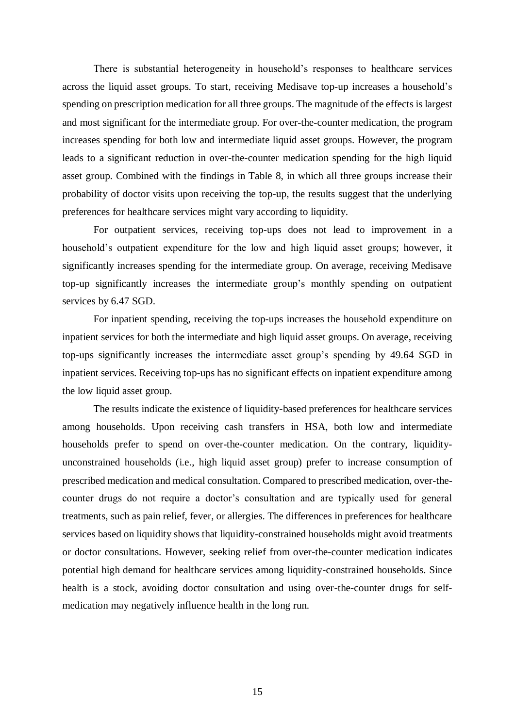There is substantial heterogeneity in household's responses to healthcare services across the liquid asset groups. To start, receiving Medisave top-up increases a household's spending on prescription medication for all three groups. The magnitude of the effects is largest and most significant for the intermediate group. For over-the-counter medication, the program increases spending for both low and intermediate liquid asset groups. However, the program leads to a significant reduction in over-the-counter medication spending for the high liquid asset group. Combined with the findings in Table 8, in which all three groups increase their probability of doctor visits upon receiving the top-up, the results suggest that the underlying preferences for healthcare services might vary according to liquidity.

For outpatient services, receiving top-ups does not lead to improvement in a household's outpatient expenditure for the low and high liquid asset groups; however, it significantly increases spending for the intermediate group. On average, receiving Medisave top-up significantly increases the intermediate group's monthly spending on outpatient services by 6.47 SGD.

For inpatient spending, receiving the top-ups increases the household expenditure on inpatient services for both the intermediate and high liquid asset groups. On average, receiving top-ups significantly increases the intermediate asset group's spending by 49.64 SGD in inpatient services. Receiving top-ups has no significant effects on inpatient expenditure among the low liquid asset group.

The results indicate the existence of liquidity-based preferences for healthcare services among households. Upon receiving cash transfers in HSA, both low and intermediate households prefer to spend on over-the-counter medication. On the contrary, liquidity-unconstrained households (i.e., high liquid asset group) prefer to increase consumption of prescribed medication and medical consultation. Compared to prescribed medication, over-the-counter drugs do not require a doctor's consultation and are typically used for general treatments, such as pain relief, fever, or allergies. The differences in preferences for healthcare services based on liquidity shows that liquidity-constrained households might avoid treatments or doctor consultations. However, seeking relief from over-the-counter medication indicates potential high demand for healthcare services among liquidity-constrained households. Since health is a stock, avoiding doctor consultation and using over-the-counter drugs for self-medication may negatively influence health in the long run.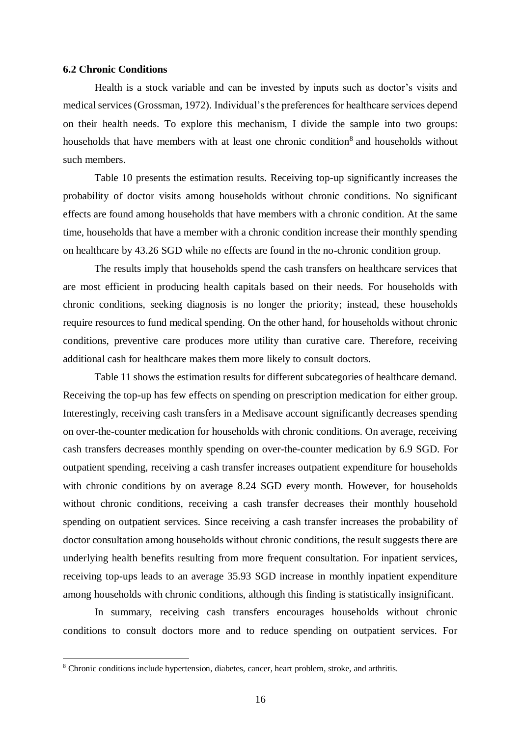### 6.2 Chronic Conditions

Health is a stock variable and can be invested by inputs such as doctor's visits and medical services (Grossman, 1972). Individual's the preferences for healthcare services depend on their health needs. To explore this mechanism, I divide the sample into two groups: households that have members with at least one chronic condition[8] and households without such members.

Table 10 presents the estimation results. Receiving top-up significantly increases the probability of doctor visits among households without chronic conditions. No significant effects are found among households that have members with a chronic condition. At the same time, households that have a member with a chronic condition increase their monthly spending on healthcare by 43.26 SGD while no effects are found in the no-chronic condition group.

The results imply that households spend the cash transfers on healthcare services that are most efficient in producing health capitals based on their needs. For households with chronic conditions, seeking diagnosis is no longer the priority; instead, these households require resources to fund medical spending. On the other hand, for households without chronic conditions, preventive care produces more utility than curative care. Therefore, receiving additional cash for healthcare makes them more likely to consult doctors.

Table 11 shows the estimation results for different subcategories of healthcare demand. Receiving the top-up has few effects on spending on prescription medication for either group. Interestingly, receiving cash transfers in a Medisave account significantly decreases spending on over-the-counter medication for households with chronic conditions. On average, receiving cash transfers decreases monthly spending on over-the-counter medication by 6.9 SGD. For outpatient spending, receiving a cash transfer increases outpatient expenditure for households with chronic conditions by on average 8.24 SGD every month. However, for households without chronic conditions, receiving a cash transfer decreases their monthly household spending on outpatient services. Since receiving a cash transfer increases the probability of doctor consultation among households without chronic conditions, the result suggests there are underlying health benefits resulting from more frequent consultation. For inpatient services, receiving top-ups leads to an average 35.93 SGD increase in monthly inpatient expenditure among households with chronic conditions, although this finding is statistically insignificant.

In summary, receiving cash transfers encourages households without chronic conditions to consult doctors more and to reduce spending on outpatient services. For

[8] Chronic conditions include hypertension, diabetes, cancer, heart problem, stroke, and arthritis.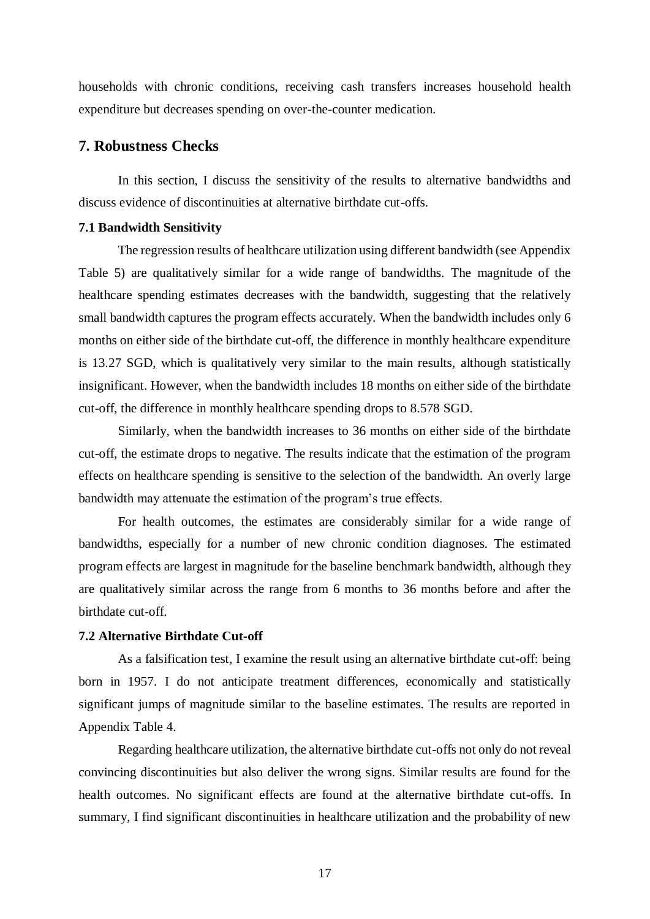households with chronic conditions, receiving cash transfers increases household health expenditure but decreases spending on over-the-counter medication.

## 7. Robustness Checks

In this section, I discuss the sensitivity of the results to alternative bandwidths and discuss evidence of discontinuities at alternative birthdate cut-offs.

### 7.1 Bandwidth Sensitivity

The regression results of healthcare utilization using different bandwidth (see Appendix Table 5) are qualitatively similar for a wide range of bandwidths. The magnitude of the healthcare spending estimates decreases with the bandwidth, suggesting that the relatively small bandwidth captures the program effects accurately. When the bandwidth includes only 6 months on either side of the birthdate cut-off, the difference in monthly healthcare expenditure is 13.27 SGD, which is qualitatively very similar to the main results, although statistically insignificant. However, when the bandwidth includes 18 months on either side of the birthdate cut-off, the difference in monthly healthcare spending drops to 8.578 SGD.

Similarly, when the bandwidth increases to 36 months on either side of the birthdate cut-off, the estimate drops to negative. The results indicate that the estimation of the program effects on healthcare spending is sensitive to the selection of the bandwidth. An overly large bandwidth may attenuate the estimation of the program's true effects.

For health outcomes, the estimates are considerably similar for a wide range of bandwidths, especially for a number of new chronic condition diagnoses. The estimated program effects are largest in magnitude for the baseline benchmark bandwidth, although they are qualitatively similar across the range from 6 months to 36 months before and after the birthdate cut-off.

### 7.2 Alternative Birthdate Cut-off

As a falsification test, I examine the result using an alternative birthdate cut-off: being born in 1957. I do not anticipate treatment differences, economically and statistically significant jumps of magnitude similar to the baseline estimates. The results are reported in Appendix Table 4.

Regarding healthcare utilization, the alternative birthdate cut-offs not only do not reveal convincing discontinuities but also deliver the wrong signs. Similar results are found for the health outcomes. No significant effects are found at the alternative birthdate cut-offs. In summary, I find significant discontinuities in healthcare utilization and the probability of new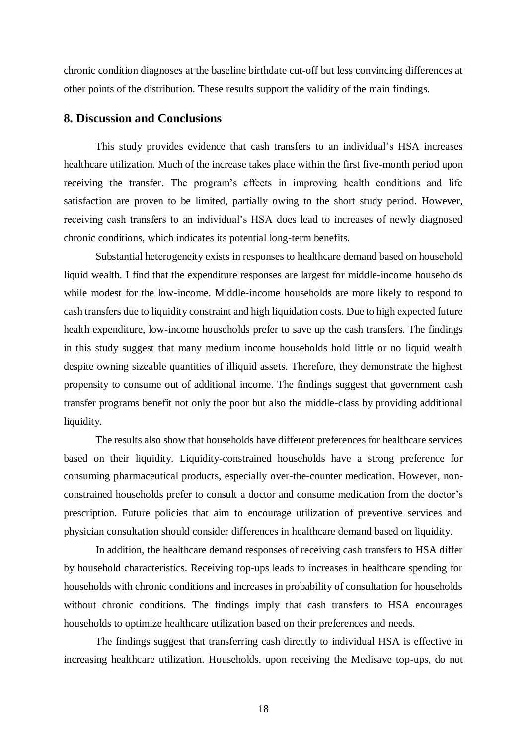chronic condition diagnoses at the baseline birthdate cut-off but less convincing differences at other points of the distribution. These results support the validity of the main findings.

## 8. Discussion and Conclusions

This study provides evidence that cash transfers to an individual's HSA increases healthcare utilization. Much of the increase takes place within the first five-month period upon receiving the transfer. The program's effects in improving health conditions and life satisfaction are proven to be limited, partially owing to the short study period. However, receiving cash transfers to an individual's HSA does lead to increases of newly diagnosed chronic conditions, which indicates its potential long-term benefits.

Substantial heterogeneity exists in responses to healthcare demand based on household liquid wealth. I find that the expenditure responses are largest for middle-income households while modest for the low-income. Middle-income households are more likely to respond to cash transfers due to liquidity constraint and high liquidation costs. Due to high expected future health expenditure, low-income households prefer to save up the cash transfers. The findings in this study suggest that many medium income households hold little or no liquid wealth despite owning sizeable quantities of illiquid assets. Therefore, they demonstrate the highest propensity to consume out of additional income. The findings suggest that government cash transfer programs benefit not only the poor but also the middle-class by providing additional liquidity.

The results also show that households have different preferences for healthcare services based on their liquidity. Liquidity-constrained households have a strong preference for consuming pharmaceutical products, especially over-the-counter medication. However, non-constrained households prefer to consult a doctor and consume medication from the doctor's prescription. Future policies that aim to encourage utilization of preventive services and physician consultation should consider differences in healthcare demand based on liquidity.

In addition, the healthcare demand responses of receiving cash transfers to HSA differ by household characteristics. Receiving top-ups leads to increases in healthcare spending for households with chronic conditions and increases in probability of consultation for households without chronic conditions. The findings imply that cash transfers to HSA encourages households to optimize healthcare utilization based on their preferences and needs.

The findings suggest that transferring cash directly to individual HSA is effective in increasing healthcare utilization. Households, upon receiving the Medisave top-ups, do not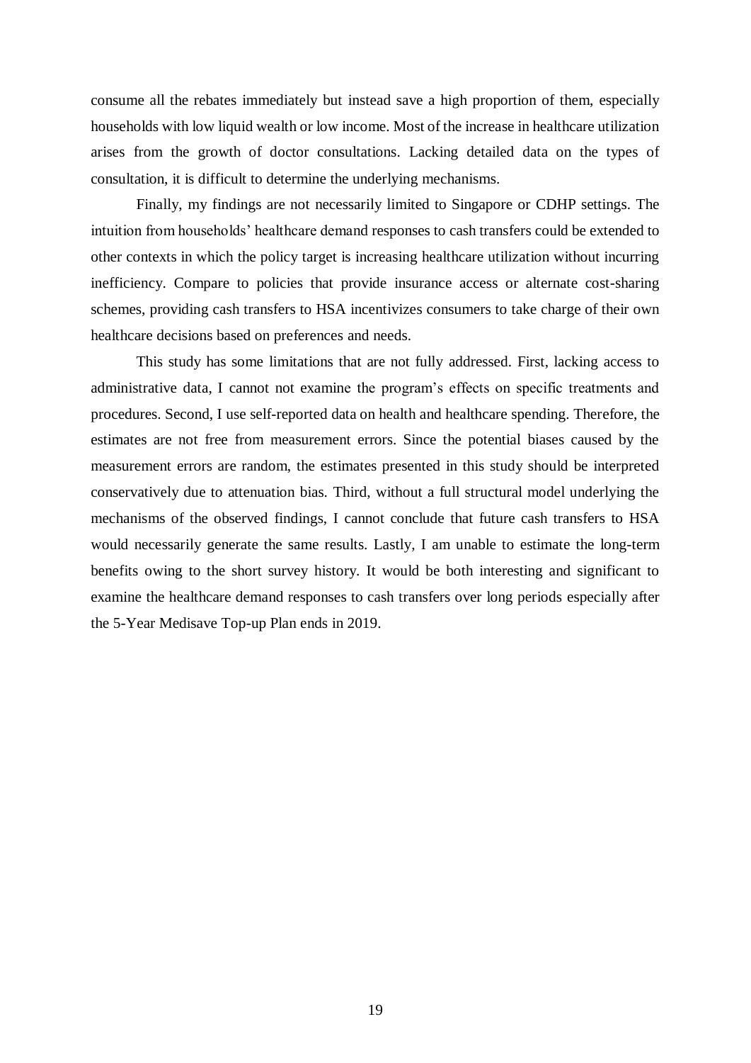consume all the rebates immediately but instead save a high proportion of them, especially households with low liquid wealth or low income. Most of the increase in healthcare utilization arises from the growth of doctor consultations. Lacking detailed data on the types of consultation, it is difficult to determine the underlying mechanisms.

Finally, my findings are not necessarily limited to Singapore or CDHP settings. The intuition from households' healthcare demand responses to cash transfers could be extended to other contexts in which the policy target is increasing healthcare utilization without incurring inefficiency. Compare to policies that provide insurance access or alternate cost-sharing schemes, providing cash transfers to HSA incentivizes consumers to take charge of their own healthcare decisions based on preferences and needs.

This study has some limitations that are not fully addressed. First, lacking access to administrative data, I cannot not examine the program's effects on specific treatments and procedures. Second, I use self-reported data on health and healthcare spending. Therefore, the estimates are not free from measurement errors. Since the potential biases caused by the measurement errors are random, the estimates presented in this study should be interpreted conservatively due to attenuation bias. Third, without a full structural model underlying the mechanisms of the observed findings, I cannot conclude that future cash transfers to HSA would necessarily generate the same results. Lastly, I am unable to estimate the long-term benefits owing to the short survey history. It would be both interesting and significant to examine the healthcare demand responses to cash transfers over long periods especially after the 5-Year Medisave Top-up Plan ends in 2019.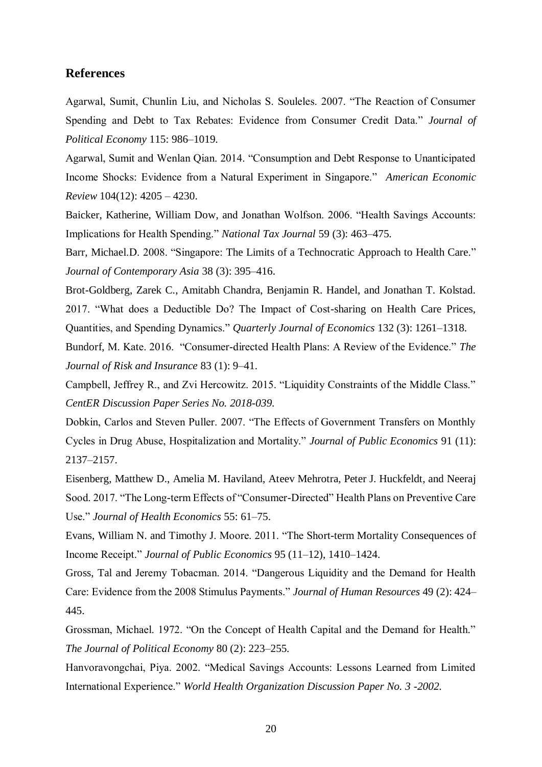## References

Agarwal, Sumit, Chunlin Liu, and Nicholas S. Souleles. 2007. "The Reaction of Consumer Spending and Debt to Tax Rebates: Evidence from Consumer Credit Data." *Journal of Political Economy* 115: 986–1019.

Agarwal, Sumit and Wenlan Qian. 2014. "Consumption and Debt Response to Unanticipated Income Shocks: Evidence from a Natural Experiment in Singapore." *American Economic Review* 104(12): 4205 – 4230.

Baicker, Katherine, William Dow, and Jonathan Wolfson. 2006. "Health Savings Accounts: Implications for Health Spending." *National Tax Journal* 59 (3): 463–475.

Barr, Michael.D. 2008. "Singapore: The Limits of a Technocratic Approach to Health Care." *Journal of Contemporary Asia* 38 (3): 395–416.

Brot-Goldberg, Zarek C., Amitabh Chandra, Benjamin R. Handel, and Jonathan T. Kolstad. 2017. "What does a Deductible Do? The Impact of Cost-sharing on Health Care Prices, Quantities, and Spending Dynamics." *Quarterly Journal of Economics* 132 (3): 1261–1318.

Bundorf, M. Kate. 2016. "Consumer-directed Health Plans: A Review of the Evidence." *The Journal of Risk and Insurance* 83 (1): 9–41.

Campbell, Jeffrey R., and Zvi Hercowitz. 2015. "Liquidity Constraints of the Middle Class." *CentER Discussion Paper Series No. 2018-039.*

Dobkin, Carlos and Steven Puller. 2007. "The Effects of Government Transfers on Monthly Cycles in Drug Abuse, Hospitalization and Mortality." *Journal of Public Economics* 91 (11): 2137–2157.

Eisenberg, Matthew D., Amelia M. Haviland, Ateev Mehrotra, Peter J. Huckfeldt, and Neeraj Sood. 2017. "The Long-term Effects of "Consumer-Directed" Health Plans on Preventive Care Use." *Journal of Health Economics* 55: 61–75.

Evans, William N. and Timothy J. Moore. 2011. "The Short-term Mortality Consequences of Income Receipt." *Journal of Public Economics* 95 (11–12), 1410–1424.

Gross, Tal and Jeremy Tobacman. 2014. "Dangerous Liquidity and the Demand for Health Care: Evidence from the 2008 Stimulus Payments." *Journal of Human Resources* 49 (2): 424–445.

Grossman, Michael. 1972. "On the Concept of Health Capital and the Demand for Health." *The Journal of Political Economy* 80 (2): 223–255.

Hanvoravongchai, Piya. 2002. "Medical Savings Accounts: Lessons Learned from Limited International Experience." *World Health Organization Discussion Paper No. 3 -2002.*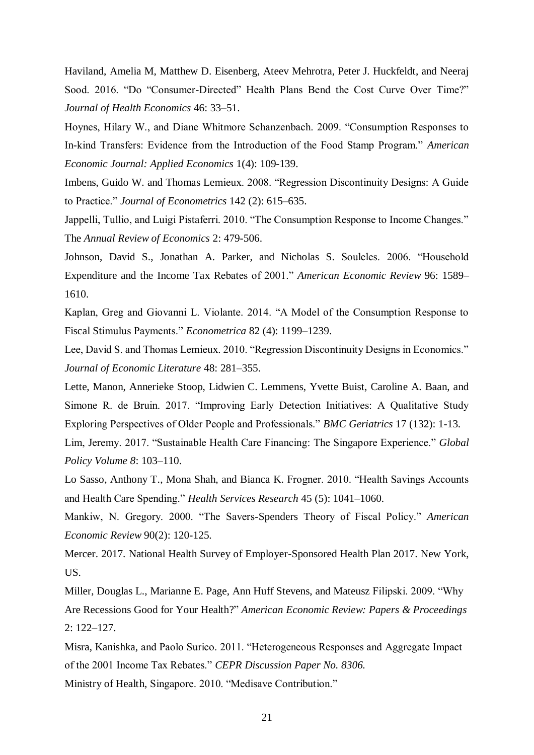Haviland, Amelia M, Matthew D. Eisenberg, Ateev Mehrotra, Peter J. Huckfeldt, and Neeraj Sood. 2016. "Do "Consumer-Directed" Health Plans Bend the Cost Curve Over Time?" *Journal of Health Economics* 46: 33–51.

Hoynes, Hilary W., and Diane Whitmore Schanzenbach. 2009. "Consumption Responses to In-kind Transfers: Evidence from the Introduction of the Food Stamp Program." *American Economic Journal: Applied Economics* 1(4): 109-139.

Imbens, Guido W. and Thomas Lemieux. 2008. "Regression Discontinuity Designs: A Guide to Practice." *Journal of Econometrics* 142 (2): 615–635.

Jappelli, Tullio, and Luigi Pistaferri. 2010. "The Consumption Response to Income Changes." The *Annual Review of Economics* 2: 479-506.

Johnson, David S., Jonathan A. Parker, and Nicholas S. Souleles. 2006. "Household Expenditure and the Income Tax Rebates of 2001." *American Economic Review* 96: 1589–1610.

Kaplan, Greg and Giovanni L. Violante. 2014. "A Model of the Consumption Response to Fiscal Stimulus Payments." *Econometrica* 82 (4): 1199–1239.

Lee, David S. and Thomas Lemieux. 2010. "Regression Discontinuity Designs in Economics." *Journal of Economic Literature* 48: 281–355.

Lette, Manon, Annerieke Stoop, Lidwien C. Lemmens, Yvette Buist, Caroline A. Baan, and Simone R. de Bruin. 2017. "Improving Early Detection Initiatives: A Qualitative Study Exploring Perspectives of Older People and Professionals." *BMC Geriatrics* 17 (132): 1-13.

Lim, Jeremy. 2017. "Sustainable Health Care Financing: The Singapore Experience." *Global Policy Volume 8*: 103–110.

Lo Sasso, Anthony T., Mona Shah, and Bianca K. Frogner. 2010. "Health Savings Accounts and Health Care Spending." *Health Services Research* 45 (5): 1041–1060.

Mankiw, N. Gregory. 2000. "The Savers-Spenders Theory of Fiscal Policy." *American Economic Review* 90(2): 120-125.

Mercer. 2017. National Health Survey of Employer-Sponsored Health Plan 2017. New York, US.

Miller, Douglas L., Marianne E. Page, Ann Huff Stevens, and Mateusz Filipski. 2009. "Why Are Recessions Good for Your Health?" *American Economic Review: Papers & Proceedings* 2: 122–127.

Misra, Kanishka, and Paolo Surico. 2011. "Heterogeneous Responses and Aggregate Impact of the 2001 Income Tax Rebates." *CEPR Discussion Paper No. 8306.*

Ministry of Health, Singapore. 2010. "Medisave Contribution."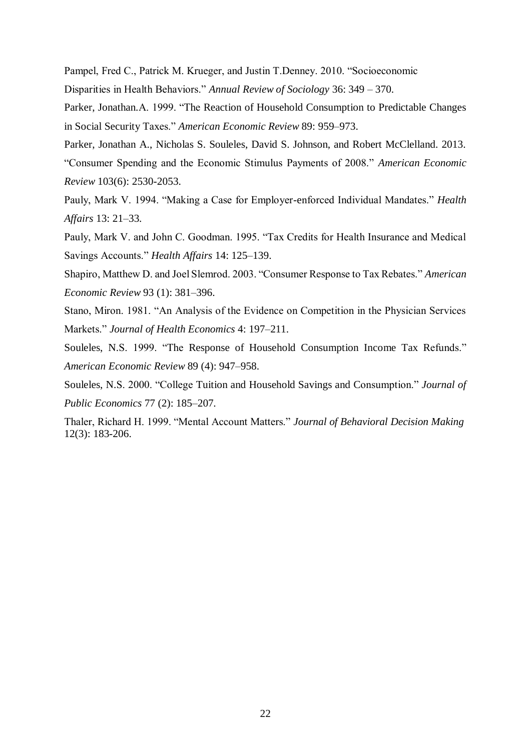Pampel, Fred C., Patrick M. Krueger, and Justin T.Denney. 2010. "Socioeconomic Disparities in Health Behaviors." *Annual Review of Sociology* 36: 349 – 370.

Parker, Jonathan.A. 1999. "The Reaction of Household Consumption to Predictable Changes in Social Security Taxes." *American Economic Review* 89: 959–973.

Parker, Jonathan A., Nicholas S. Souleles, David S. Johnson, and Robert McClelland. 2013. "Consumer Spending and the Economic Stimulus Payments of 2008." *American Economic Review* 103(6): 2530-2053.

Pauly, Mark V. 1994. "Making a Case for Employer-enforced Individual Mandates." *Health Affairs* 13: 21–33.

Pauly, Mark V. and John C. Goodman. 1995. "Tax Credits for Health Insurance and Medical Savings Accounts." *Health Affairs* 14: 125–139.

Shapiro, Matthew D. and Joel Slemrod. 2003. "Consumer Response to Tax Rebates." *American Economic Review* 93 (1): 381–396.

Stano, Miron. 1981. "An Analysis of the Evidence on Competition in the Physician Services Markets." *Journal of Health Economics* 4: 197–211.

Souleles, N.S. 1999. "The Response of Household Consumption Income Tax Refunds." *American Economic Review* 89 (4): 947–958.

Souleles, N.S. 2000. "College Tuition and Household Savings and Consumption." *Journal of Public Economics* 77 (2): 185–207.

Thaler, Richard H. 1999. "Mental Account Matters." *Journal of Behavioral Decision Making* 12(3): 183-206.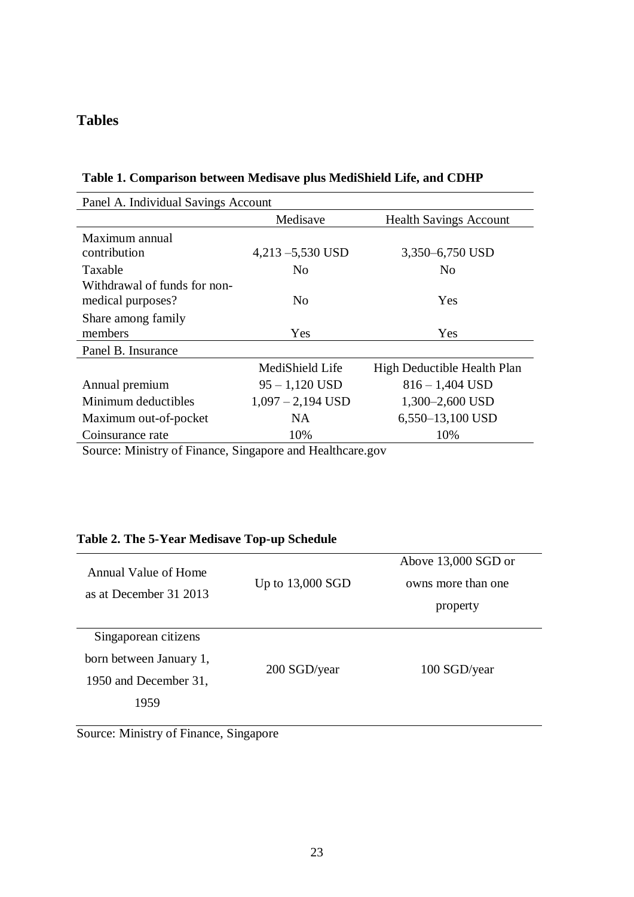# Tables

**Table 1. Comparison between Medisave plus MediShield Life, and CDHP**

| Panel A. Individual Savings Account | | |
|---|---|---|
| | Medisave | Health Savings Account |
| Maximum annual contribution | 4,213 –5,530 USD | 3,350–6,750 USD |
| Taxable | No | No |
| Withdrawal of funds for non-medical purposes? | No | Yes |
| Share among family members | Yes | Yes |
| **Panel B. Insurance** | | |
| | MediShield Life | High Deductible Health Plan |
| Annual premium | 95 – 1,120 USD | 816 – 1,404 USD |
| Minimum deductibles | 1,097 – 2,194 USD | 1,300–2,600 USD |
| Maximum out-of-pocket | NA | 6,550–13,100 USD |
| Coinsurance rate | 10% | 10% |

Source: Ministry of Finance, Singapore and Healthcare.gov

**Table 2. The 5-Year Medisave Top-up Schedule**

| Annual Value of Home as at December 31 2013 | Up to 13,000 SGD | Above 13,000 SGD or owns more than one property |
|---|---|---|
| Singaporean citizens born between January 1, 1950 and December 31, 1959 | 200 SGD/year | 100 SGD/year |

Source: Ministry of Finance, Singapore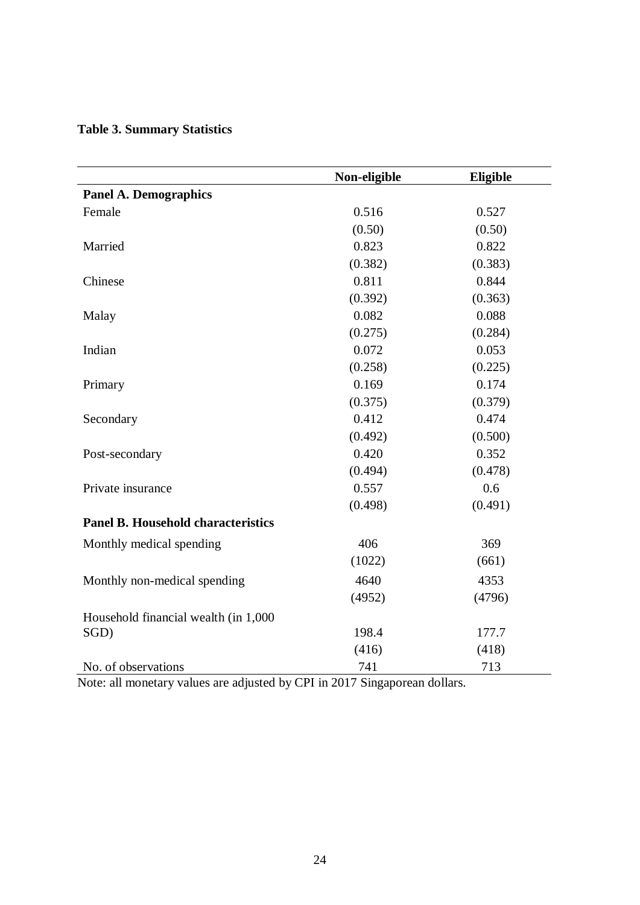**Table 3. Summary Statistics**

| | Non-eligible | Eligible |
|---|---|---|
| **Panel A. Demographics** | | |
| Female | 0.516 | 0.527 |
| | (0.50) | (0.50) |
| Married | 0.823 | 0.822 |
| | (0.382) | (0.383) |
| Chinese | 0.811 | 0.844 |
| | (0.392) | (0.363) |
| Malay | 0.082 | 0.088 |
| | (0.275) | (0.284) |
| Indian | 0.072 | 0.053 |
| | (0.258) | (0.225) |
| Primary | 0.169 | 0.174 |
| | (0.375) | (0.379) |
| Secondary | 0.412 | 0.474 |
| | (0.492) | (0.500) |
| Post-secondary | 0.420 | 0.352 |
| | (0.494) | (0.478) |
| Private insurance | 0.557 | 0.6 |
| | (0.498) | (0.491) |
| **Panel B. Household characteristics** | | |
| Monthly medical spending | 406 | 369 |
| | (1022) | (661) |
| Monthly non-medical spending | 4640 | 4353 |
| | (4952) | (4796) |
| Household financial wealth (in 1,000 SGD) | 198.4 | 177.7 |
| | (416) | (418) |
| No. of observations | 741 | 713 |

Note: all monetary values are adjusted by CPI in 2017 Singaporean dollars.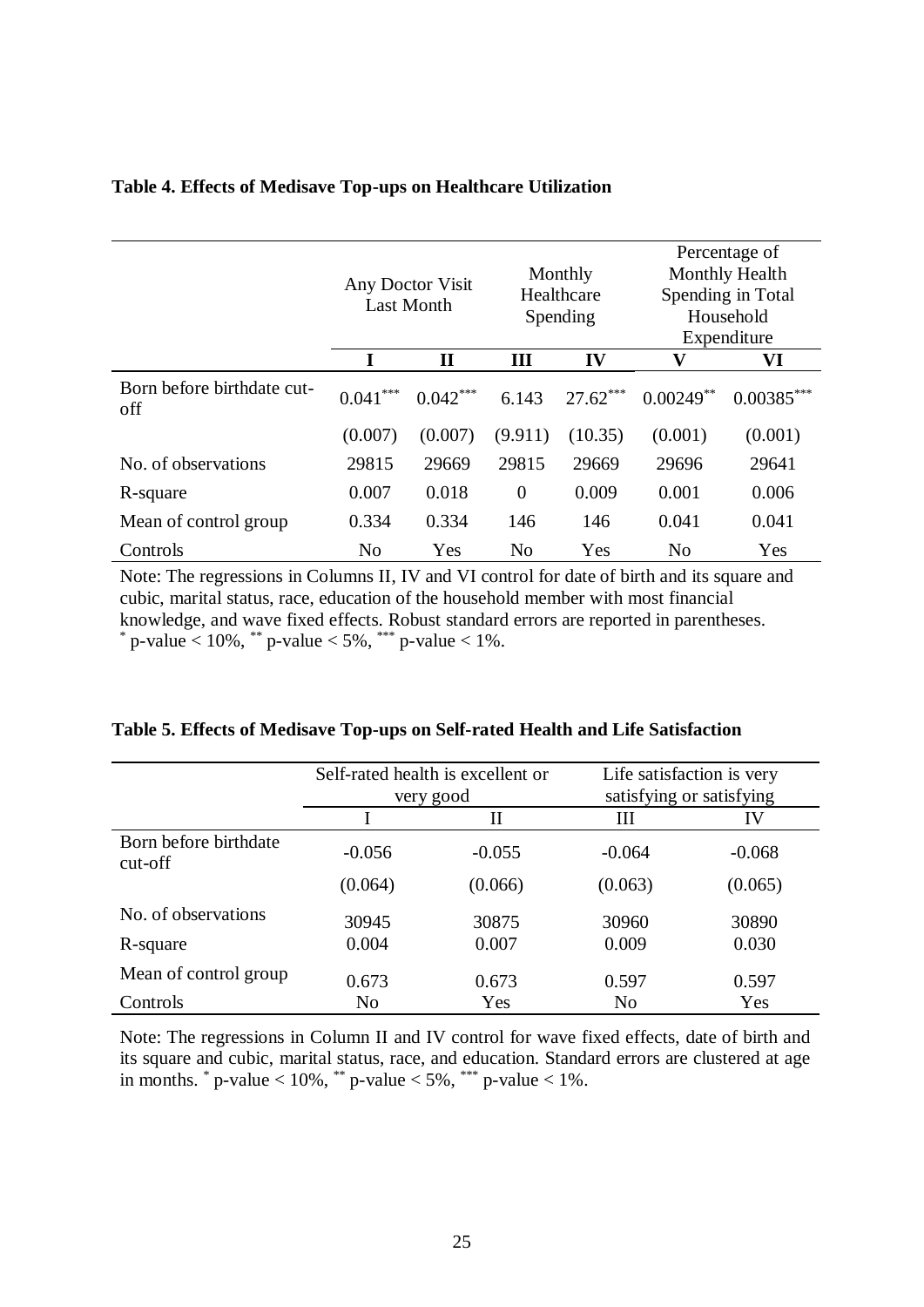**Table 4. Effects of Medisave Top-ups on Healthcare Utilization**

| | Any Doctor Visit Last Month | | Monthly Healthcare Spending | | Percentage of Monthly Health Spending in Total Household Expenditure | |
|---|---|---|---|---|---|---|
| | **I** | **II** | **III** | **IV** | **V** | **VI** |
| Born before birthdate cut-off | 0.041*** | 0.042*** | 6.143 | 27.62*** | 0.00249** | 0.00385*** |
| | (0.007) | (0.007) | (9.911) | (10.35) | (0.001) | (0.001) |
| No. of observations | 29815 | 29669 | 29815 | 29669 | 29696 | 29641 |
| R-square | 0.007 | 0.018 | 0 | 0.009 | 0.001 | 0.006 |
| Mean of control group | 0.334 | 0.334 | 146 | 146 | 0.041 | 0.041 |
| Controls | No | Yes | No | Yes | No | Yes |

Note: The regressions in Columns II, IV and VI control for date of birth and its square and cubic, marital status, race, education of the household member with most financial knowledge, and wave fixed effects. Robust standard errors are reported in parentheses. * p-value < 10%, ** p-value < 5%, *** p-value < 1%.

**Table 5. Effects of Medisave Top-ups on Self-rated Health and Life Satisfaction**

| | Self-rated health is excellent or very good | | Life satisfaction is very satisfying or satisfying | |
|---|---|---|---|---|
| | I | II | III | IV |
| Born before birthdate cut-off | -0.056 | -0.055 | -0.064 | -0.068 |
| | (0.064) | (0.066) | (0.063) | (0.065) |
| No. of observations | 30945 | 30875 | 30960 | 30890 |
| R-square | 0.004 | 0.007 | 0.009 | 0.030 |
| Mean of control group | 0.673 | 0.673 | 0.597 | 0.597 |
| Controls | No | Yes | No | Yes |

Note: The regressions in Column II and IV control for wave fixed effects, date of birth and its square and cubic, marital status, race, and education. Standard errors are clustered at age in months. * p-value < 10%, ** p-value < 5%, *** p-value < 1%.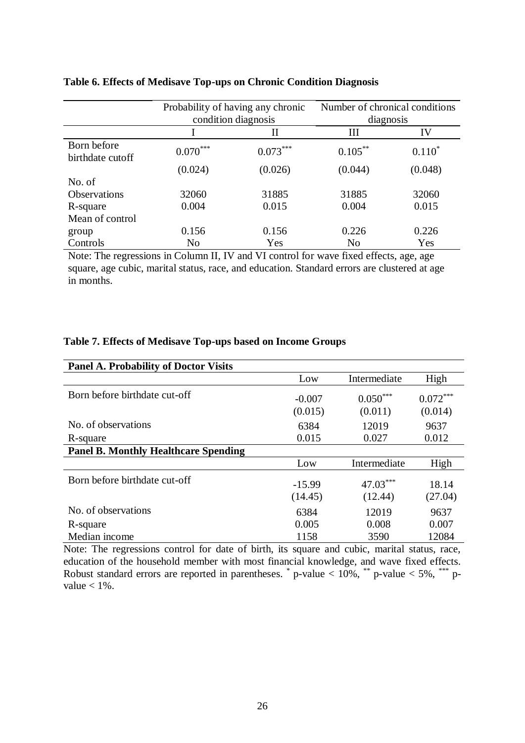**Table 6. Effects of Medisave Top-ups on Chronic Condition Diagnosis**

| | Probability of having any chronic condition diagnosis | | Number of chronical conditions diagnosis | |
|---|---|---|---|---|
| | I | II | III | IV |
| Born before birthdate cutoff | $0.070^{***}$ | $0.073^{***}$ | $0.105^{**}$ | $0.110^{*}$ |
| | (0.024) | (0.026) | (0.044) | (0.048) |
| No. of Observations | 32060 | 31885 | 31885 | 32060 |
| R-square | 0.004 | 0.015 | 0.004 | 0.015 |
| Mean of control group | 0.156 | 0.156 | 0.226 | 0.226 |
| Controls | No | Yes | No | Yes |

Note: The regressions in Column II, IV and VI control for wave fixed effects, age, age square, age cubic, marital status, race, and education. Standard errors are clustered at age in months.

**Table 7. Effects of Medisave Top-ups based on Income Groups**

| **Panel A. Probability of Doctor Visits** | | | |
|---|---|---|---|
| | Low | Intermediate | High |
| Born before birthdate cut-off | -0.007 | $0.050^{***}$ | $0.072^{***}$ |
| | (0.015) | (0.011) | (0.014) |
| No. of observations | 6384 | 12019 | 9637 |
| R-square | 0.015 | 0.027 | 0.012 |
| **Panel B. Monthly Healthcare Spending** | | | |
| | Low | Intermediate | High |
| Born before birthdate cut-off | -15.99 | $47.03^{***}$ | 18.14 |
| | (14.45) | (12.44) | (27.04) |
| No. of observations | 6384 | 12019 | 9637 |
| R-square | 0.005 | 0.008 | 0.007 |
| Median income | 1158 | 3590 | 12084 |

Note: The regressions control for date of birth, its square and cubic, marital status, race, education of the household member with most financial knowledge, and wave fixed effects. Robust standard errors are reported in parentheses. $^{*}$ p-value < 10%, $^{**}$ p-value < 5%, $^{***}$ p-value < 1%.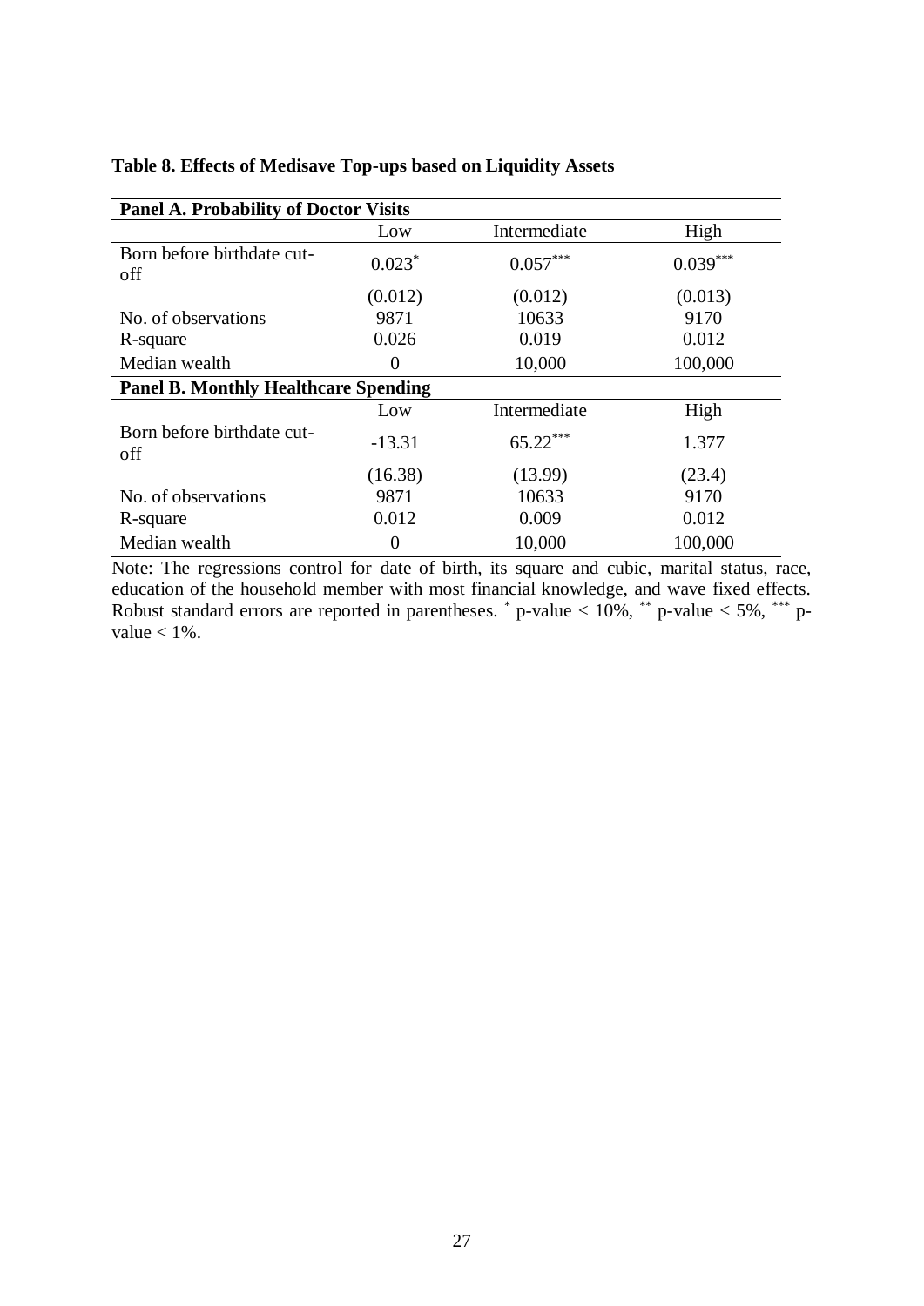**Table 8. Effects of Medisave Top-ups based on Liquidity Assets**

| **Panel A. Probability of Doctor Visits** | | | |
|---|---|---|---|
| | Low | Intermediate | High |
| Born before birthdate cut-off | $0.023^{*}$ | $0.057^{***}$ | $0.039^{***}$ |
| | (0.012) | (0.012) | (0.013) |
| No. of observations | 9871 | 10633 | 9170 |
| R-square | 0.026 | 0.019 | 0.012 |
| Median wealth | 0 | 10,000 | 100,000 |
| **Panel B. Monthly Healthcare Spending** | | | |
| | Low | Intermediate | High |
| Born before birthdate cut-off | -13.31 | $65.22^{***}$ | 1.377 |
| | (16.38) | (13.99) | (23.4) |
| No. of observations | 9871 | 10633 | 9170 |
| R-square | 0.012 | 0.009 | 0.012 |
| Median wealth | 0 | 10,000 | 100,000 |

Note: The regressions control for date of birth, its square and cubic, marital status, race, education of the household member with most financial knowledge, and wave fixed effects. Robust standard errors are reported in parentheses. $^{*}$ p-value < 10%, $^{**}$ p-value < 5%, $^{***}$ p-value < 1%.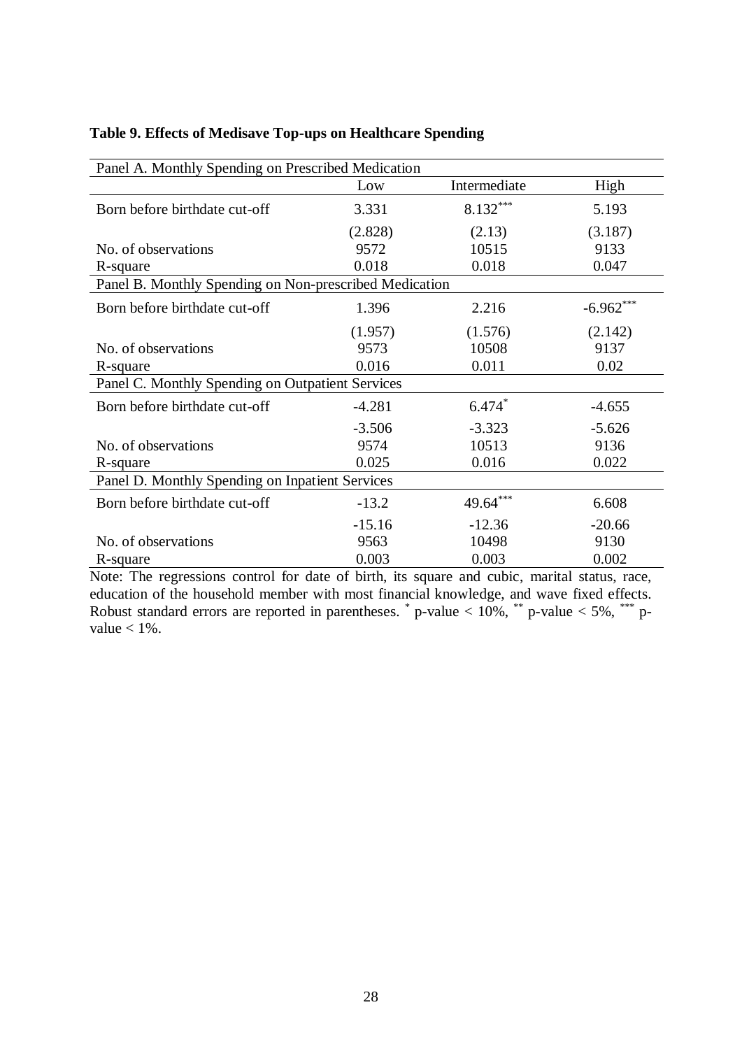**Table 9. Effects of Medisave Top-ups on Healthcare Spending**

| | Low | Intermediate | High |
|---|---|---|---|
| **Panel A. Monthly Spending on Prescribed Medication** | | | |
| Born before birthdate cut-off | 3.331 | 8.132*** | 5.193 |
| | (2.828) | (2.13) | (3.187) |
| No. of observations | 9572 | 10515 | 9133 |
| R-square | 0.018 | 0.018 | 0.047 |
| **Panel B. Monthly Spending on Non-prescribed Medication** | | | |
| Born before birthdate cut-off | 1.396 | 2.216 | -6.962*** |
| | (1.957) | (1.576) | (2.142) |
| No. of observations | 9573 | 10508 | 9137 |
| R-square | 0.016 | 0.011 | 0.02 |
| **Panel C. Monthly Spending on Outpatient Services** | | | |
| Born before birthdate cut-off | -4.281 | 6.474* | -4.655 |
| | -3.506 | -3.323 | -5.626 |
| No. of observations | 9574 | 10513 | 9136 |
| R-square | 0.025 | 0.016 | 0.022 |
| **Panel D. Monthly Spending on Inpatient Services** | | | |
| Born before birthdate cut-off | -13.2 | 49.64*** | 6.608 |
| | -15.16 | -12.36 | -20.66 |
| No. of observations | 9563 | 10498 | 9130 |
| R-square | 0.003 | 0.003 | 0.002 |

Note: The regressions control for date of birth, its square and cubic, marital status, race, education of the household member with most financial knowledge, and wave fixed effects. Robust standard errors are reported in parentheses. * p-value < 10%, ** p-value < 5%, *** p-value < 1%.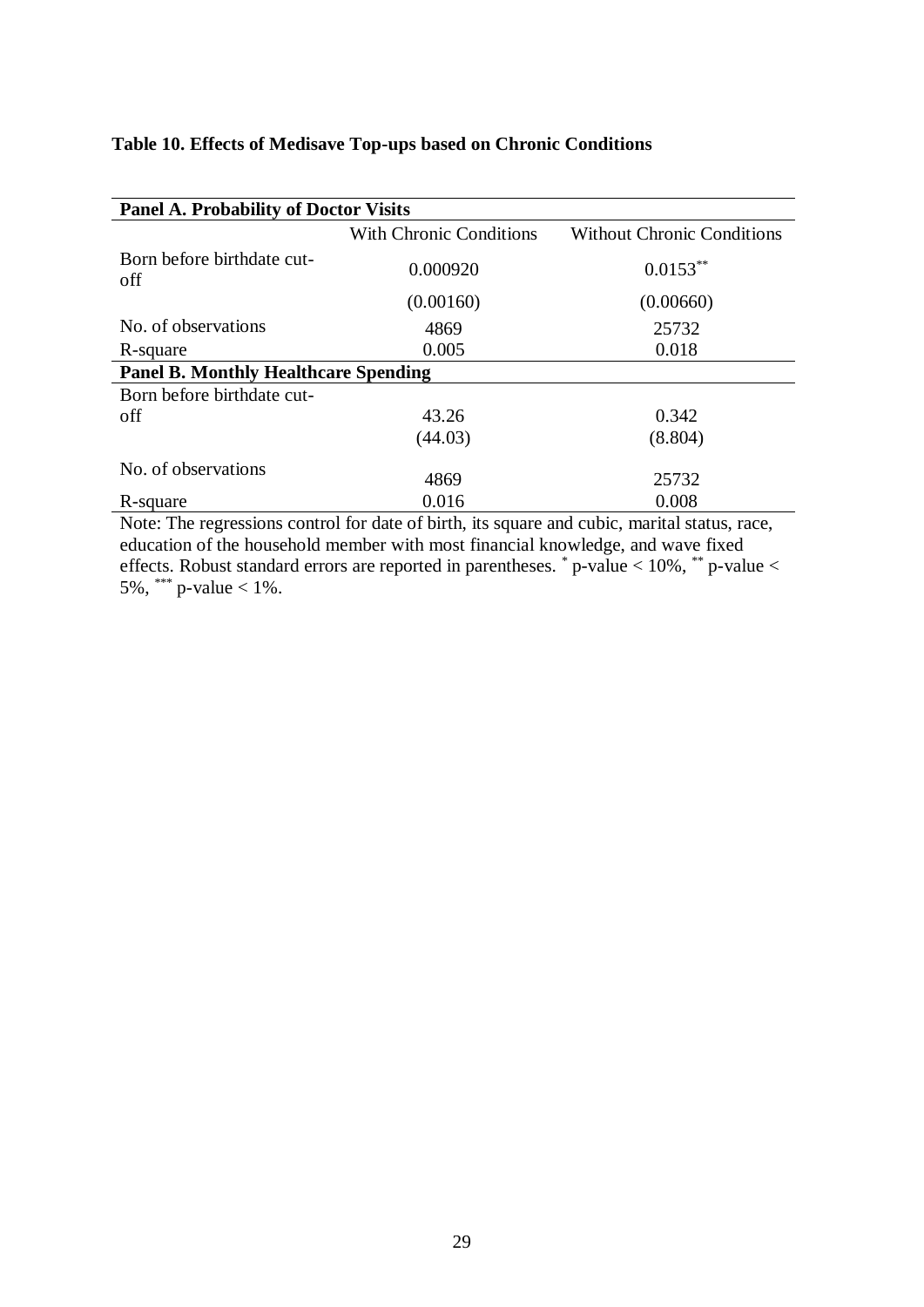**Table 10. Effects of Medisave Top-ups based on Chronic Conditions**

| **Panel A. Probability of Doctor Visits** | | |
|---|---|---|
| | With Chronic Conditions | Without Chronic Conditions |
| Born before birthdate cut-off | 0.000920 | 0.0153** |
| | (0.00160) | (0.00660) |
| No. of observations | 4869 | 25732 |
| R-square | 0.005 | 0.018 |
| **Panel B. Monthly Healthcare Spending** | | |
| Born before birthdate cut-off | 43.26 | 0.342 |
| | (44.03) | (8.804) |
| No. of observations | 4869 | 25732 |
| R-square | 0.016 | 0.008 |

Note: The regressions control for date of birth, its square and cubic, marital status, race, education of the household member with most financial knowledge, and wave fixed effects. Robust standard errors are reported in parentheses. * p-value < 10%, ** p-value < 5%, *** p-value < 1%.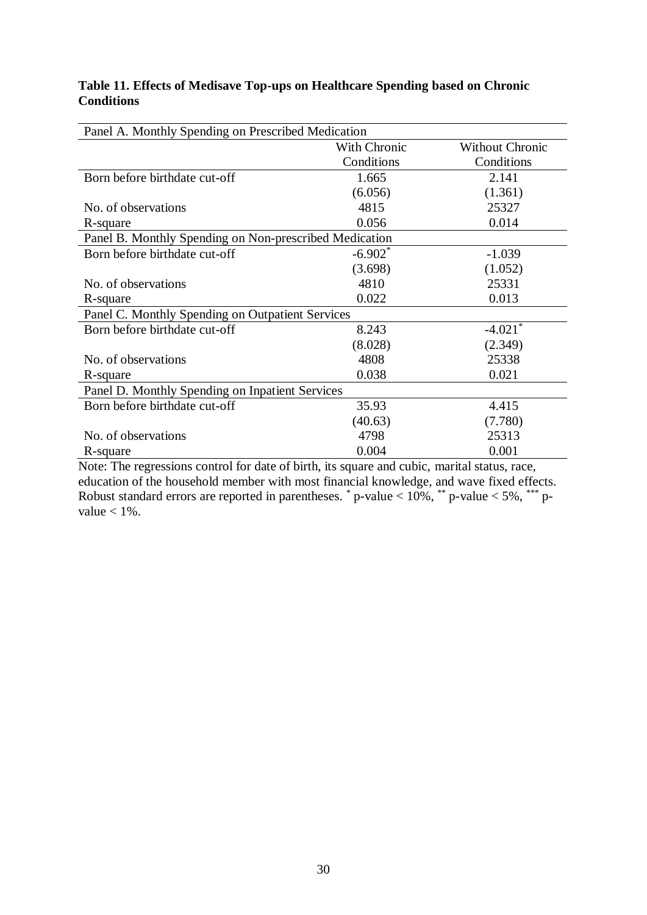**Table 11. Effects of Medisave Top-ups on Healthcare Spending based on Chronic Conditions**

| Panel A. Monthly Spending on Prescribed Medication | | |
|---|---|---|
| | With Chronic Conditions | Without Chronic Conditions |
| Born before birthdate cut-off | 1.665 | 2.141 |
| | (6.056) | (1.361) |
| No. of observations | 4815 | 25327 |
| R-square | 0.056 | 0.014 |
| **Panel B. Monthly Spending on Non-prescribed Medication** | | |
| Born before birthdate cut-off | -6.902* | -1.039 |
| | (3.698) | (1.052) |
| No. of observations | 4810 | 25331 |
| R-square | 0.022 | 0.013 |
| **Panel C. Monthly Spending on Outpatient Services** | | |
| Born before birthdate cut-off | 8.243 | -4.021* |
| | (8.028) | (2.349) |
| No. of observations | 4808 | 25338 |
| R-square | 0.038 | 0.021 |
| **Panel D. Monthly Spending on Inpatient Services** | | |
| Born before birthdate cut-off | 35.93 | 4.415 |
| | (40.63) | (7.780) |
| No. of observations | 4798 | 25313 |
| R-square | 0.004 | 0.001 |

Note: The regressions control for date of birth, its square and cubic, marital status, race, education of the household member with most financial knowledge, and wave fixed effects. Robust standard errors are reported in parentheses. * p-value < 10%, ** p-value < 5%, *** p-value < 1%.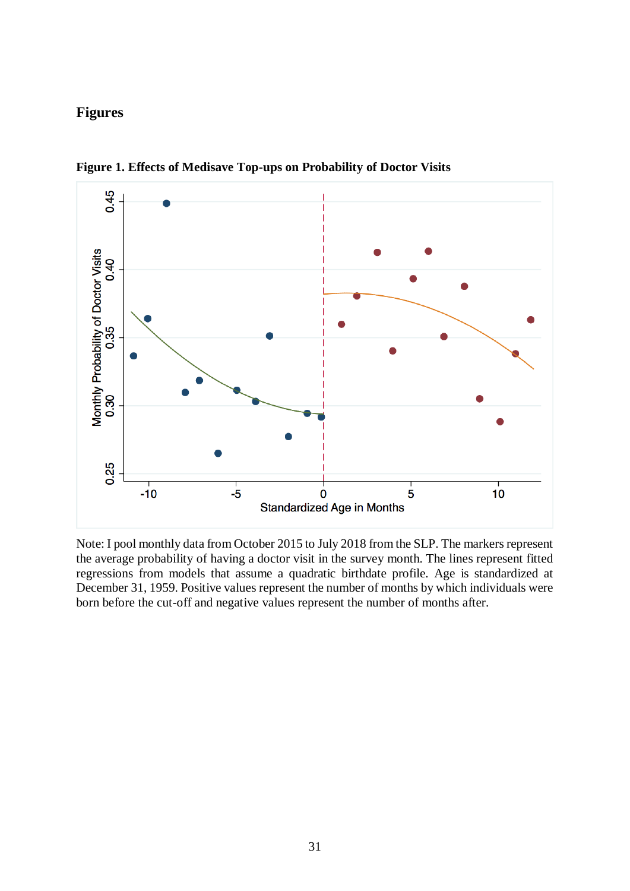# Figures

**Figure 1. Effects of Medisave Top-ups on Probability of Doctor Visits**

Note: I pool monthly data from October 2015 to July 2018 from the SLP. The markers represent the average probability of having a doctor visit in the survey month. The lines represent fitted regressions from models that assume a quadratic birthdate profile. Age is standardized at December 31, 1959. Positive values represent the number of months by which individuals were born before the cut-off and negative values represent the number of months after.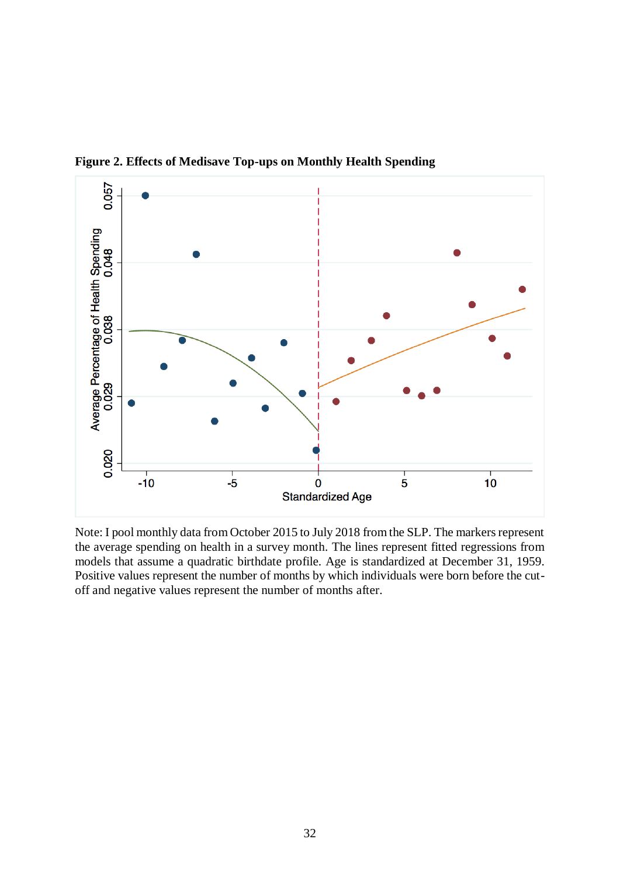**Figure 2. Effects of Medisave Top-ups on Monthly Health Spending**

Note: I pool monthly data from October 2015 to July 2018 from the SLP. The markers represent the average spending on health in a survey month. The lines represent fitted regressions from models that assume a quadratic birthdate profile. Age is standardized at December 31, 1959. Positive values represent the number of months by which individuals were born before the cut-off and negative values represent the number of months after.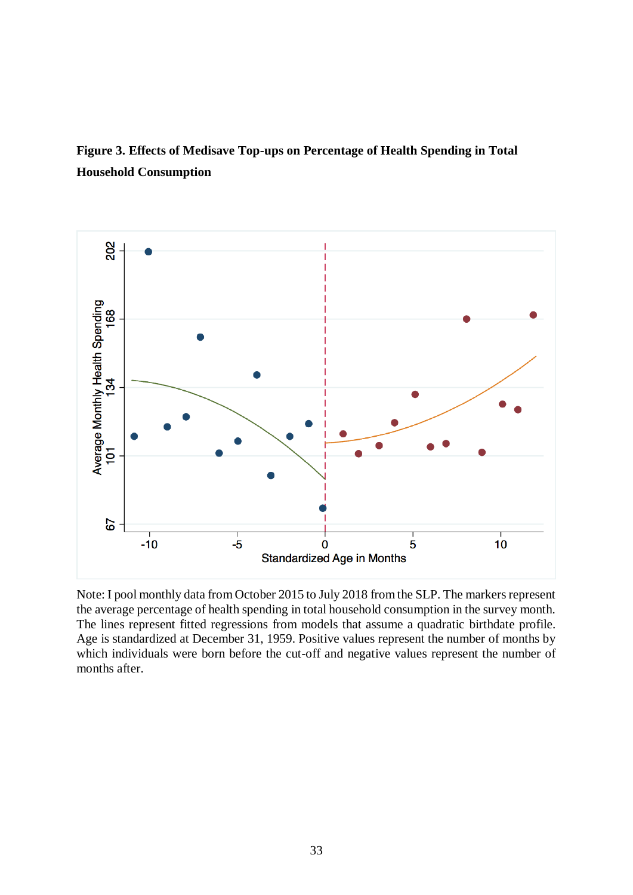**Figure 3. Effects of Medisave Top-ups on Percentage of Health Spending in Total Household Consumption**

Note: I pool monthly data from October 2015 to July 2018 from the SLP. The markers represent the average percentage of health spending in total household consumption in the survey month. The lines represent fitted regressions from models that assume a quadratic birthdate profile. Age is standardized at December 31, 1959. Positive values represent the number of months by which individuals were born before the cut-off and negative values represent the number of months after.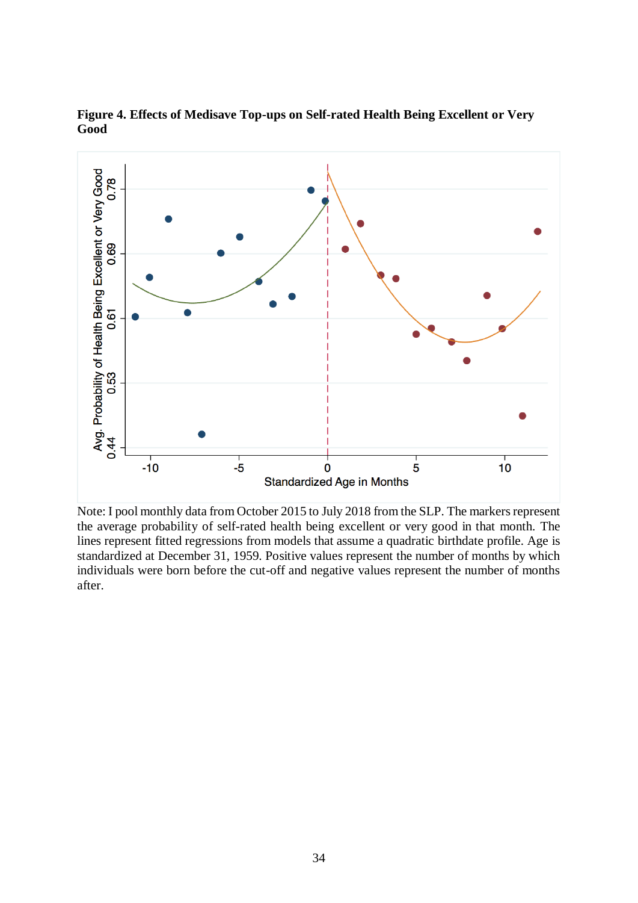**Figure 4. Effects of Medisave Top-ups on Self-rated Health Being Excellent or Very Good**

Note: I pool monthly data from October 2015 to July 2018 from the SLP. The markers represent the average probability of self-rated health being excellent or very good in that month. The lines represent fitted regressions from models that assume a quadratic birthdate profile. Age is standardized at December 31, 1959. Positive values represent the number of months by which individuals were born before the cut-off and negative values represent the number of months after.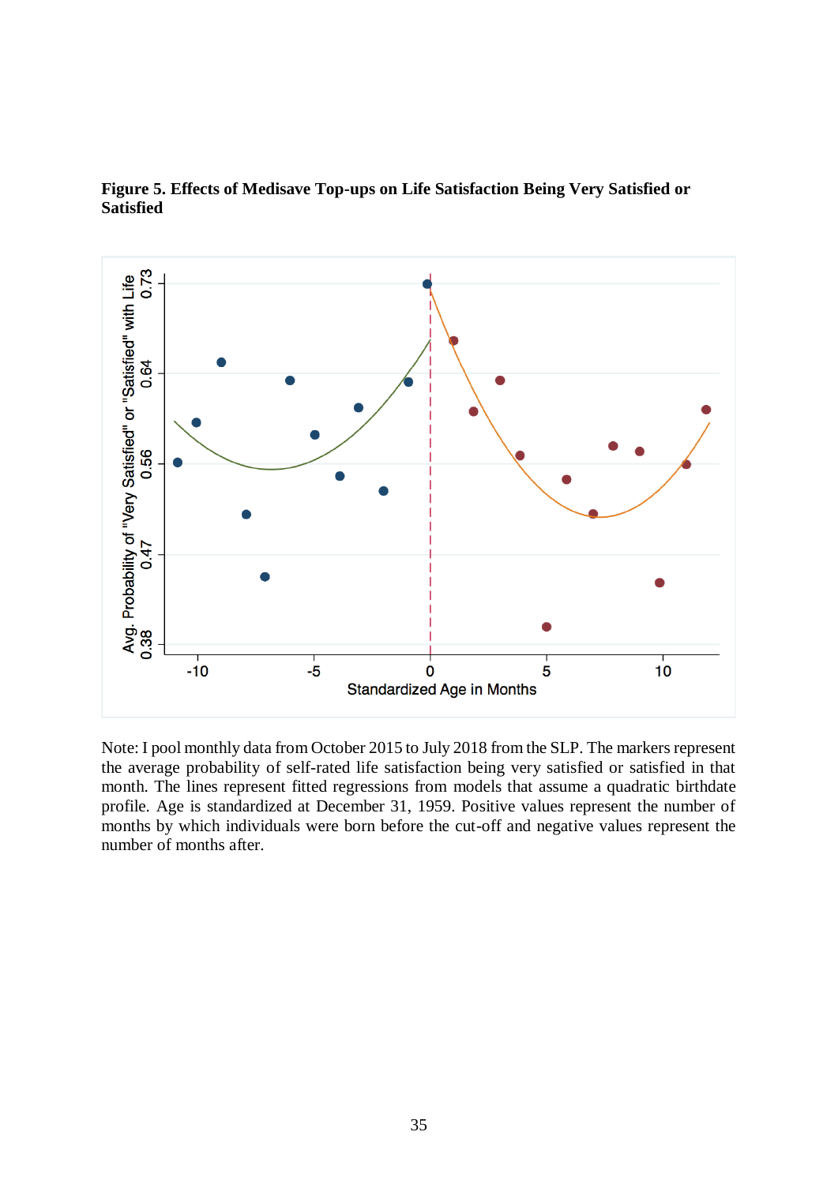**Figure 5. Effects of Medisave Top-ups on Life Satisfaction Being Very Satisfied or Satisfied**

Note: I pool monthly data from October 2015 to July 2018 from the SLP. The markers represent the average probability of self-rated life satisfaction being very satisfied or satisfied in that month. The lines represent fitted regressions from models that assume a quadratic birthdate profile. Age is standardized at December 31, 1959. Positive values represent the number of months by which individuals were born before the cut-off and negative values represent the number of months after.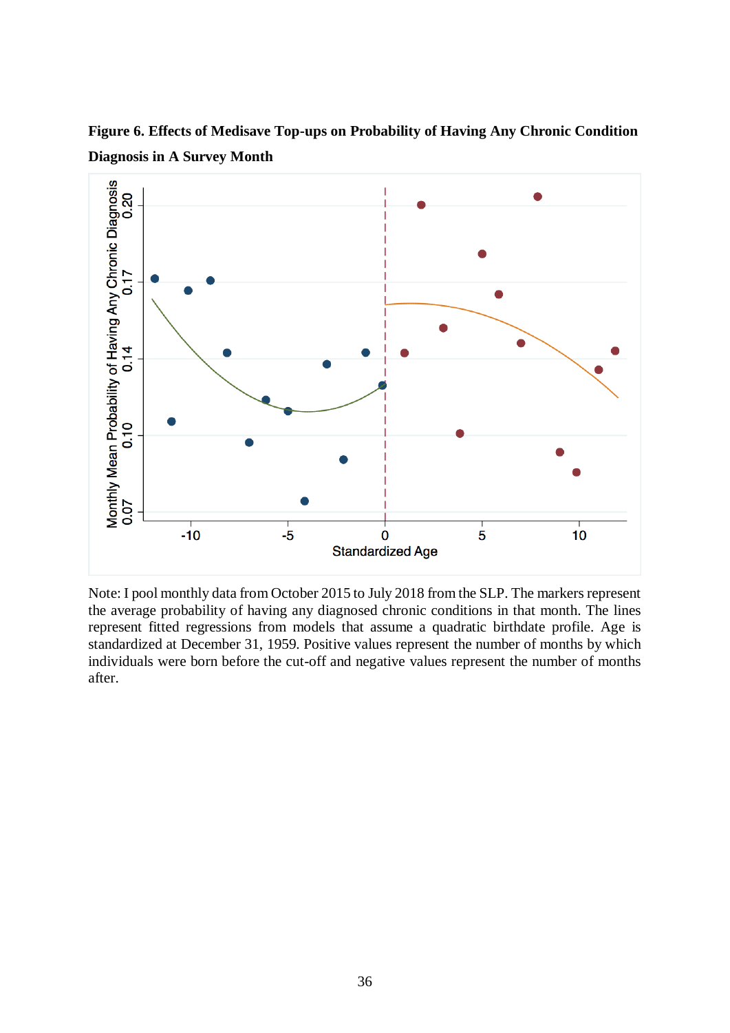**Figure 6. Effects of Medisave Top-ups on Probability of Having Any Chronic Condition Diagnosis in A Survey Month**

Note: I pool monthly data from October 2015 to July 2018 from the SLP. The markers represent the average probability of having any diagnosed chronic conditions in that month. The lines represent fitted regressions from models that assume a quadratic birthdate profile. Age is standardized at December 31, 1959. Positive values represent the number of months by which individuals were born before the cut-off and negative values represent the number of months after.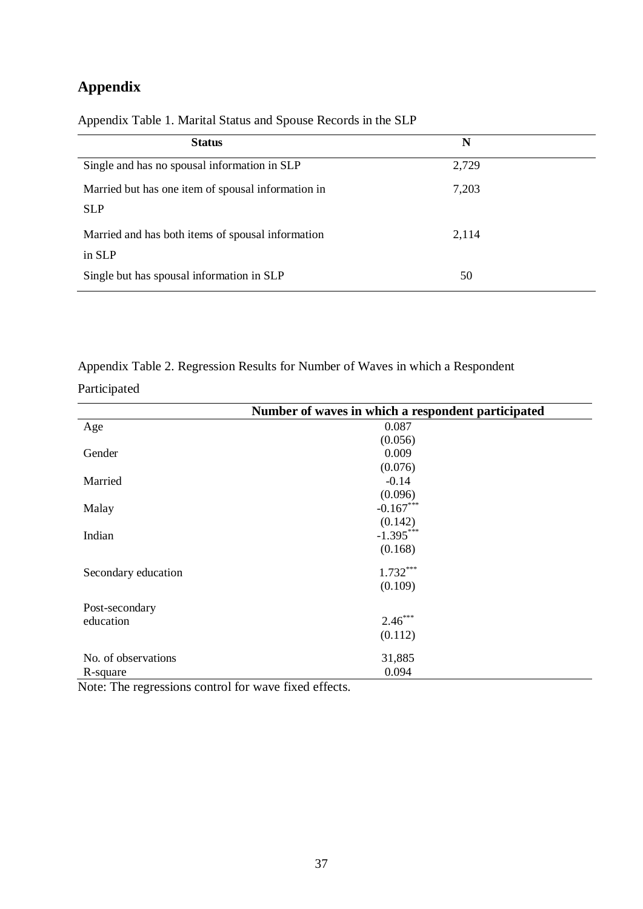# Appendix

Appendix Table 1. Marital Status and Spouse Records in the SLP

| Status | N |
|---|---|
| Single and has no spousal information in SLP | 2,729 |
| Married but has one item of spousal information in SLP | 7,203 |
| Married and has both items of spousal information in SLP | 2,114 |
| Single but has spousal information in SLP | 50 |

Appendix Table 2. Regression Results for Number of Waves in which a Respondent Participated

| | Number of waves in which a respondent participated |
|---|---|
| Age | 0.087 |
| | (0.056) |
| Gender | 0.009 |
| | (0.076) |
| Married | -0.14 |
| | (0.096) |
| Malay | -0.167*** |
| | (0.142) |
| Indian | -1.395*** |
| | (0.168) |
| Secondary education | 1.732*** |
| | (0.109) |
| Post-secondary education | 2.46*** |
| | (0.112) |
| No. of observations | 31,885 |
| R-square | 0.094 |

Note: The regressions control for wave fixed effects.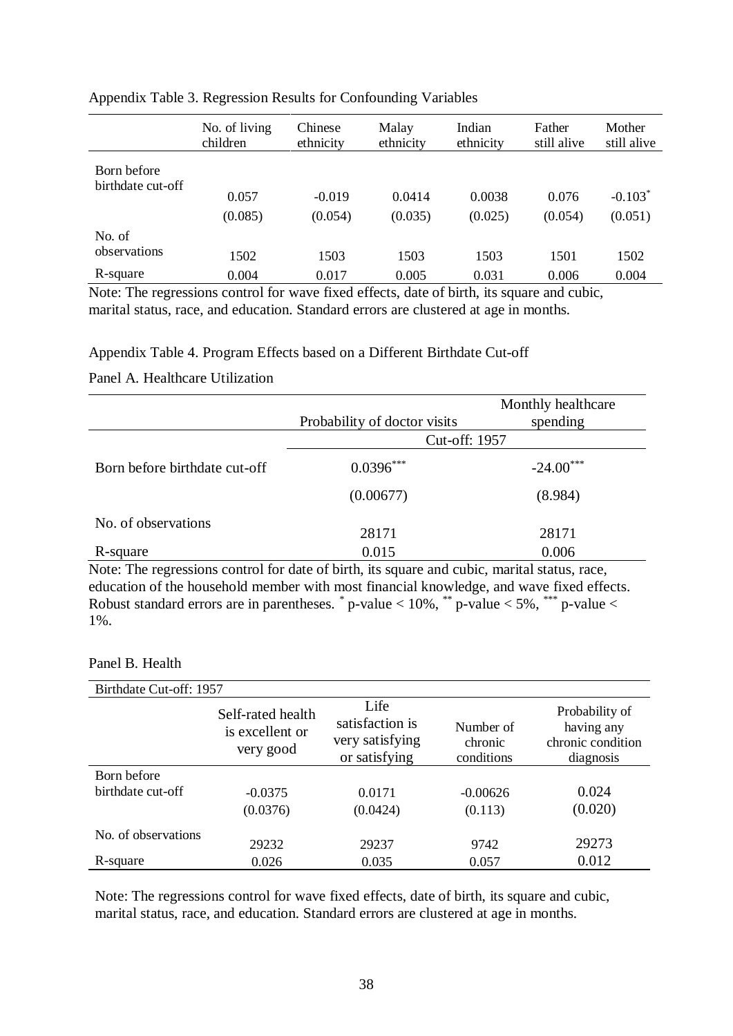Appendix Table 3. Regression Results for Confounding Variables

| | No. of living children | Chinese ethnicity | Malay ethnicity | Indian ethnicity | Father still alive | Mother still alive |
|---|---|---|---|---|---|---|
| Born before birthdate cut-off | 0.057 | -0.019 | 0.0414 | 0.0038 | 0.076 | -0.103* |
| | (0.085) | (0.054) | (0.035) | (0.025) | (0.054) | (0.051) |
| No. of observations | 1502 | 1503 | 1503 | 1503 | 1501 | 1502 |
| R-square | 0.004 | 0.017 | 0.005 | 0.031 | 0.006 | 0.004 |

Note: The regressions control for wave fixed effects, date of birth, its square and cubic, marital status, race, and education. Standard errors are clustered at age in months.

Appendix Table 4. Program Effects based on a Different Birthdate Cut-off

Panel A. Healthcare Utilization

| | Probability of doctor visits | Monthly healthcare spending |
|---|---|---|
| | Cut-off: 1957 | |
| Born before birthdate cut-off | 0.0396*** | -24.00*** |
| | (0.00677) | (8.984) |
| No. of observations | 28171 | 28171 |
| R-square | 0.015 | 0.006 |

Note: The regressions control for date of birth, its square and cubic, marital status, race, education of the household member with most financial knowledge, and wave fixed effects. Robust standard errors are in parentheses. * p-value < 10%, ** p-value < 5%, *** p-value < 1%.

Panel B. Health

| Birthdate Cut-off: 1957 | | | | |
|---|---|---|---|---|
| | Self-rated health is excellent or very good | Life satisfaction is very satisfying or satisfying | Number of chronic conditions | Probability of having any chronic condition diagnosis |
| Born before birthdate cut-off | -0.0375 | 0.0171 | -0.00626 | 0.024 |
| | (0.0376) | (0.0424) | (0.113) | (0.020) |
| No. of observations | 29232 | 29237 | 9742 | 29273 |
| R-square | 0.026 | 0.035 | 0.057 | 0.012 |

Note: The regressions control for wave fixed effects, date of birth, its square and cubic, marital status, race, and education. Standard errors are clustered at age in months.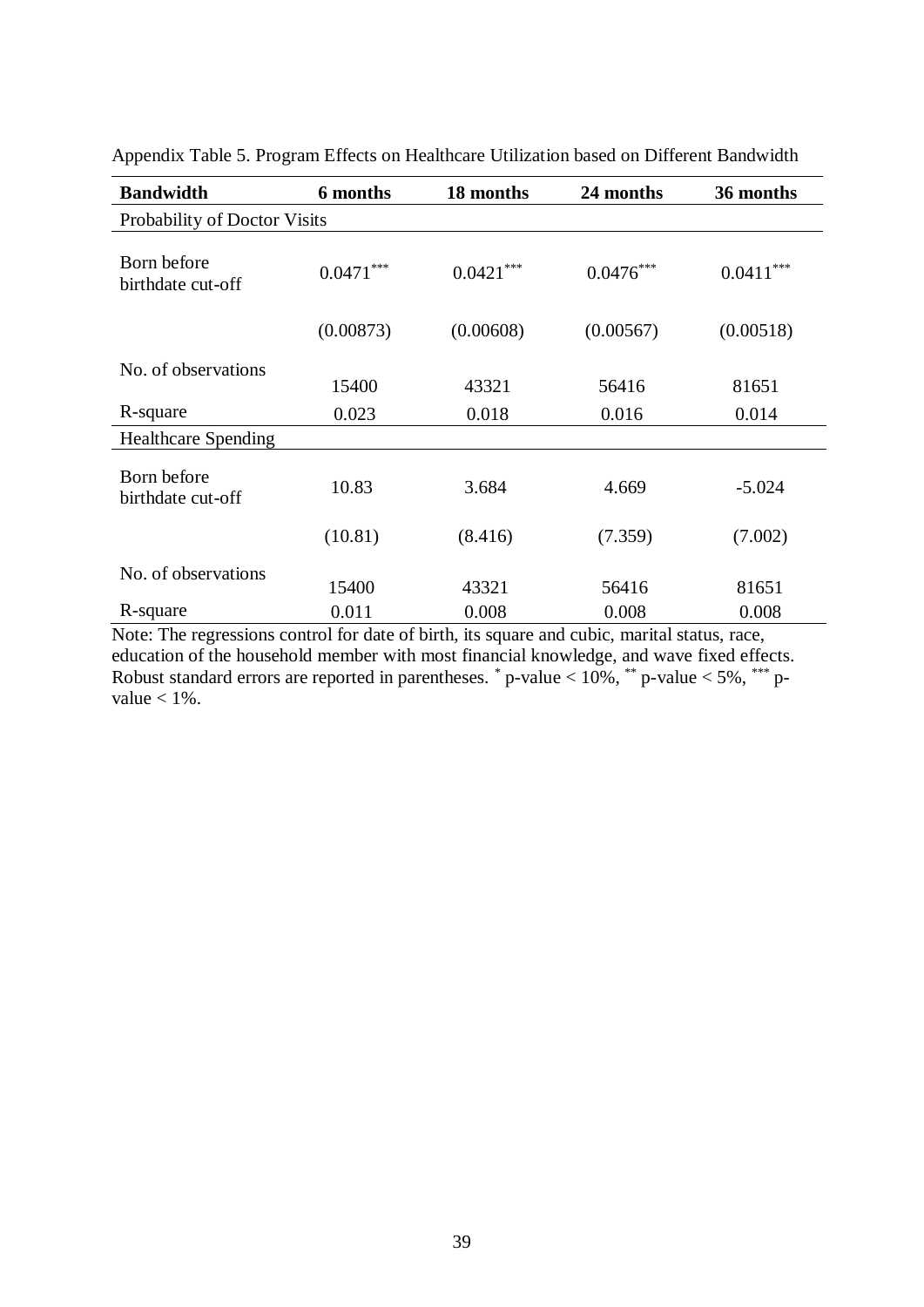Appendix Table 5. Program Effects on Healthcare Utilization based on Different Bandwidth

| **Bandwidth** | **6 months** | **18 months** | **24 months** | **36 months** |
|---|---|---|---|---|
| Probability of Doctor Visits | | | | |
| Born before birthdate cut-off | 0.0471*** | 0.0421*** | 0.0476*** | 0.0411*** |
| | (0.00873) | (0.00608) | (0.00567) | (0.00518) |
| No. of observations | 15400 | 43321 | 56416 | 81651 |
| R-square | 0.023 | 0.018 | 0.016 | 0.014 |
| Healthcare Spending | | | | |
| Born before birthdate cut-off | 10.83 | 3.684 | 4.669 | -5.024 |
| | (10.81) | (8.416) | (7.359) | (7.002) |
| No. of observations | 15400 | 43321 | 56416 | 81651 |
| R-square | 0.011 | 0.008 | 0.008 | 0.008 |

Note: The regressions control for date of birth, its square and cubic, marital status, race, education of the household member with most financial knowledge, and wave fixed effects. Robust standard errors are reported in parentheses. * p-value < 10%, ** p-value < 5%, *** p-value < 1%.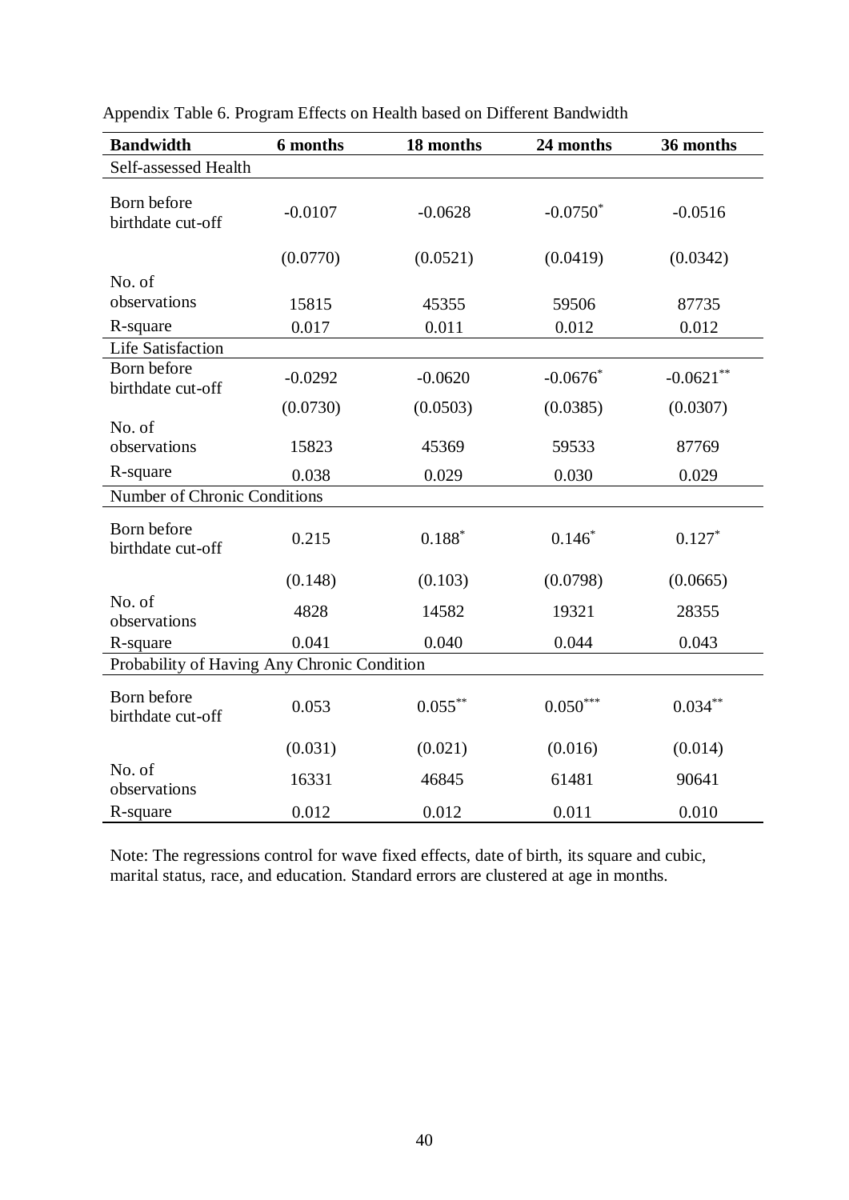Appendix Table 6. Program Effects on Health based on Different Bandwidth

| Bandwidth | 6 months | 18 months | 24 months | 36 months |
|---|---|---|---|---|
| Self-assessed Health | | | | |
| Born before birthdate cut-off | -0.0107 | -0.0628 | -0.0750* | -0.0516 |
| | (0.0770) | (0.0521) | (0.0419) | (0.0342) |
| No. of observations | 15815 | 45355 | 59506 | 87735 |
| R-square | 0.017 | 0.011 | 0.012 | 0.012 |
| Life Satisfaction | | | | |
| Born before birthdate cut-off | -0.0292 | -0.0620 | -0.0676* | -0.0621** |
| | (0.0730) | (0.0503) | (0.0385) | (0.0307) |
| No. of observations | 15823 | 45369 | 59533 | 87769 |
| R-square | 0.038 | 0.029 | 0.030 | 0.029 |
| Number of Chronic Conditions | | | | |
| Born before birthdate cut-off | 0.215 | 0.188* | 0.146* | 0.127* |
| | (0.148) | (0.103) | (0.0798) | (0.0665) |
| No. of observations | 4828 | 14582 | 19321 | 28355 |
| R-square | 0.041 | 0.040 | 0.044 | 0.043 |
| Probability of Having Any Chronic Condition | | | | |
| Born before birthdate cut-off | 0.053 | 0.055** | 0.050*** | 0.034** |
| | (0.031) | (0.021) | (0.016) | (0.014) |
| No. of observations | 16331 | 46845 | 61481 | 90641 |
| R-square | 0.012 | 0.012 | 0.011 | 0.010 |

Note: The regressions control for wave fixed effects, date of birth, its square and cubic, marital status, race, and education. Standard errors are clustered at age in months.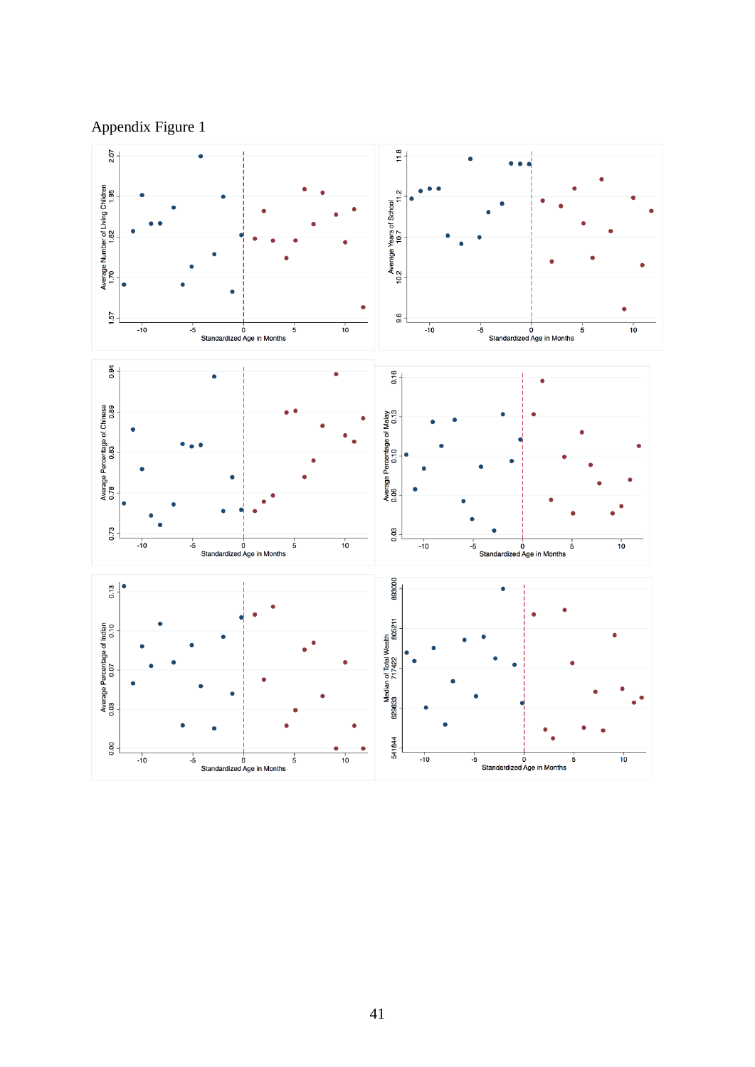Appendix Figure 1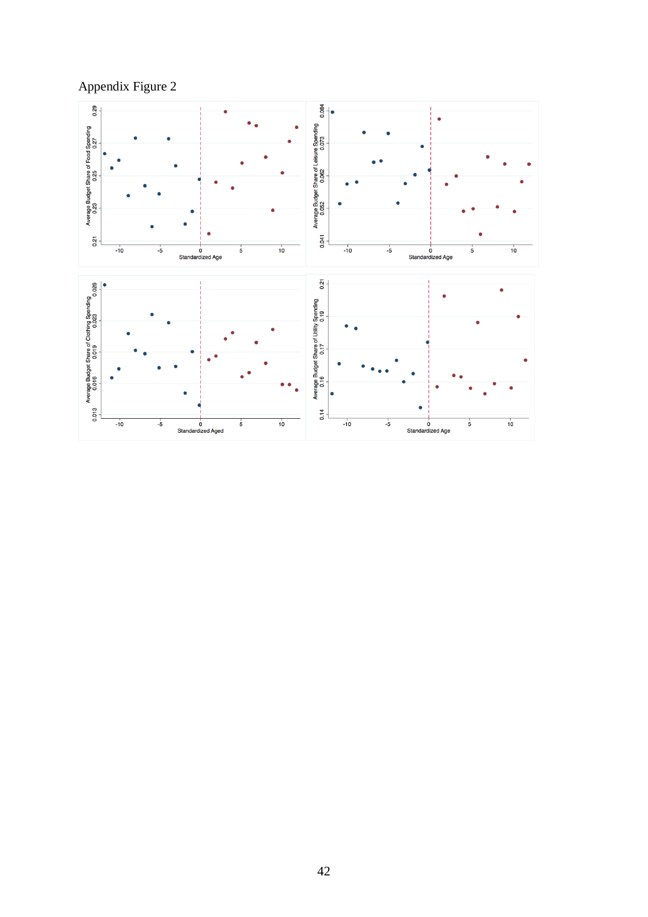Appendix Figure 2

Average Budget Share of Food Spending
0.29
0.27
0.25
0.23
0.21
-10
-5
0
5
10
Standardized Age

Average Budget Share of Leisure Spending
0.084
0.073
0.062
0.052
0.041
-10
-5
0
5
10
Standardized Age

Average Budget Share of Clothing Spending
0.026
0.023
0.019
0.016
0.013
-10
-5
0
5
10
Standardized Aged

Average Budget Share of Utility Spending
0.21
0.19
0.17
0.16
0.14
-10
-5
0
5
10
Standardized Age